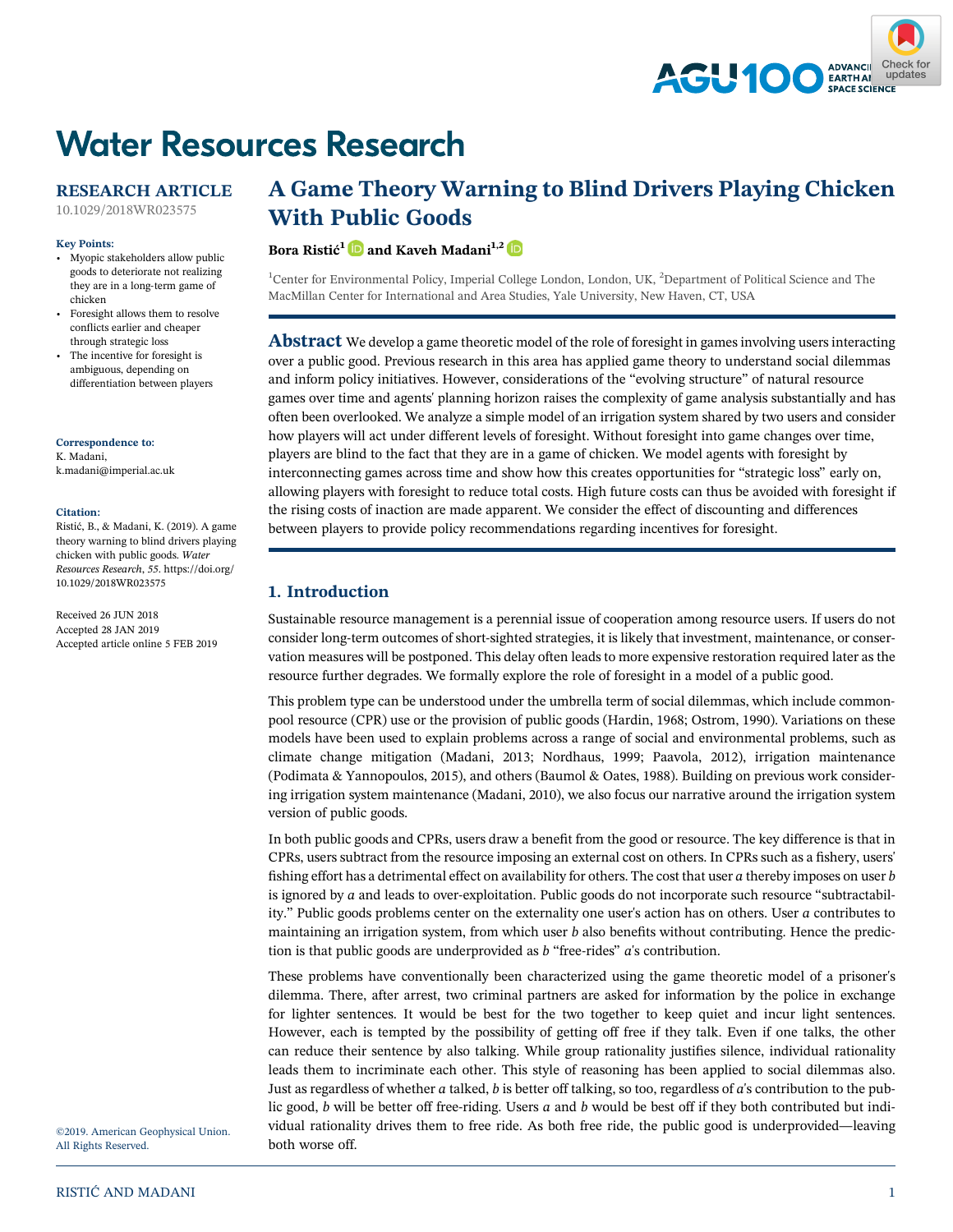# Water Resources Research

RESEARCH ARTICLE

10.1029/2018WR023575

**Key Points:**

- Myopic stakeholders allow public goods to deteriorate not realizing they are in a long-term game of chicken
- Foresight allows them to resolve conflicts earlier and cheaper through strategic loss
- The incentive for foresight is ambiguous, depending on differentiation between players

**Correspondence to:**

K. Madani,
k.madani@imperial.ac.uk

**Citation:**

Ristić, B., & Madani, K. (2019). A game theory warning to blind drivers playing chicken with public goods. *Water Resources Research*, *55*. https://doi.org/10.1029/2018WR023575

Received 26 JUN 2018
Accepted 28 JAN 2019
Accepted article online 5 FEB 2019

©2019. American Geophysical Union. All Rights Reserved.

## A Game Theory Warning to Blind Drivers Playing Chicken With Public Goods

**Bora Ristić[1] and Kaveh Madani[1,2]**

[1]Center for Environmental Policy, Imperial College London, London, UK, [2]Department of Political Science and The MacMillan Center for International and Area Studies, Yale University, New Haven, CT, USA

**Abstract** We develop a game theoretic model of the role of foresight in games involving users interacting over a public good. Previous research in this area has applied game theory to understand social dilemmas and inform policy initiatives. However, considerations of the "evolving structure" of natural resource games over time and agents' planning horizon raises the complexity of game analysis substantially and has often been overlooked. We analyze a simple model of an irrigation system shared by two users and consider how players will act under different levels of foresight. Without foresight into game changes over time, players are blind to the fact that they are in a game of chicken. We model agents with foresight by interconnecting games across time and show how this creates opportunities for "strategic loss" early on, allowing players with foresight to reduce total costs. High future costs can thus be avoided with foresight if the rising costs of inaction are made apparent. We consider the effect of discounting and differences between players to provide policy recommendations regarding incentives for foresight.

## 1. Introduction

Sustainable resource management is a perennial issue of cooperation among resource users. If users do not consider long-term outcomes of short-sighted strategies, it is likely that investment, maintenance, or conservation measures will be postponed. This delay often leads to more expensive restoration required later as the resource further degrades. We formally explore the role of foresight in a model of a public good.

This problem type can be understood under the umbrella term of social dilemmas, which include common-pool resource (CPR) use or the provision of public goods (Hardin, 1968; Ostrom, 1990). Variations on these models have been used to explain problems across a range of social and environmental problems, such as climate change mitigation (Madani, 2013; Nordhaus, 1999; Paavola, 2012), irrigation maintenance (Podimata & Yannopoulos, 2015), and others (Baumol & Oates, 1988). Building on previous work considering irrigation system maintenance (Madani, 2010), we also focus our narrative around the irrigation system version of public goods.

In both public goods and CPRs, users draw a benefit from the good or resource. The key difference is that in CPRs, users subtract from the resource imposing an external cost on others. In CPRs such as a fishery, users' fishing effort has a detrimental effect on availability for others. The cost that user *a* thereby imposes on user *b* is ignored by *a* and leads to over-exploitation. Public goods do not incorporate such resource "subtractability." Public goods problems center on the externality one user's action has on others. User *a* contributes to maintaining an irrigation system, from which user *b* also benefits without contributing. Hence the prediction is that public goods are underprovided as *b* "free-rides" *a*'s contribution.

These problems have conventionally been characterized using the game theoretic model of a prisoner's dilemma. There, after arrest, two criminal partners are asked for information by the police in exchange for lighter sentences. It would be best for the two together to keep quiet and incur light sentences. However, each is tempted by the possibility of getting off free if they talk. Even if one talks, the other can reduce their sentence by also talking. While group rationality justifies silence, individual rationality leads them to incriminate each other. This style of reasoning has been applied to social dilemmas also. Just as regardless of whether *a* talked, *b* is better off talking, so too, regardless of *a*'s contribution to the public good, *b* will be better off free-riding. Users *a* and *b* would be best off if they both contributed but individual rationality drives them to free ride. As both free ride, the public good is underprovided—leaving both worse off.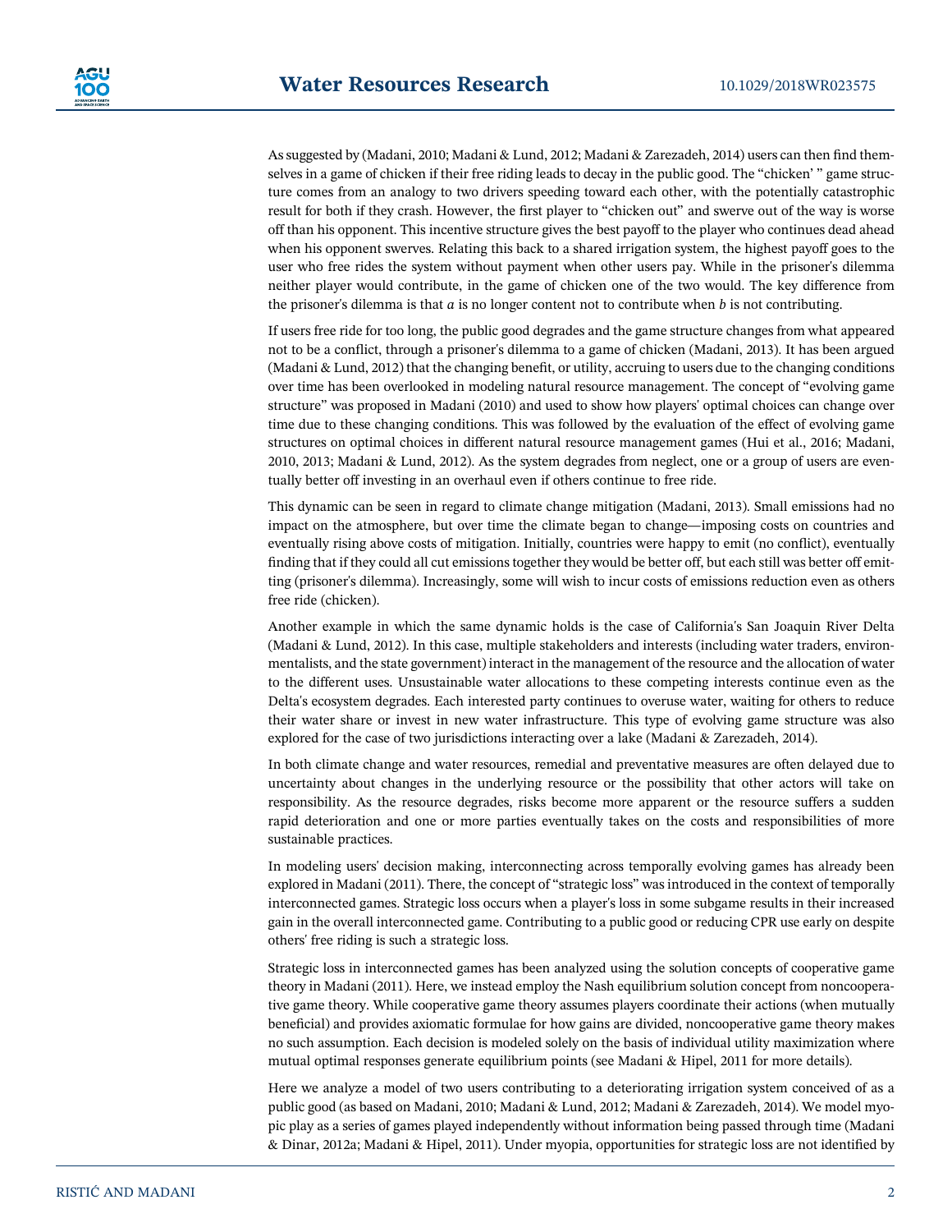As suggested by (Madani, 2010; Madani & Lund, 2012; Madani & Zarezadeh, 2014) users can then find themselves in a game of chicken if their free riding leads to decay in the public good. The "chicken' " game structure comes from an analogy to two drivers speeding toward each other, with the potentially catastrophic result for both if they crash. However, the first player to "chicken out" and swerve out of the way is worse off than his opponent. This incentive structure gives the best payoff to the player who continues dead ahead when his opponent swerves. Relating this back to a shared irrigation system, the highest payoff goes to the user who free rides the system without payment when other users pay. While in the prisoner's dilemma neither player would contribute, in the game of chicken one of the two would. The key difference from the prisoner's dilemma is that $a$ is no longer content not to contribute when $b$ is not contributing.

If users free ride for too long, the public good degrades and the game structure changes from what appeared not to be a conflict, through a prisoner's dilemma to a game of chicken (Madani, 2013). It has been argued (Madani & Lund, 2012) that the changing benefit, or utility, accruing to users due to the changing conditions over time has been overlooked in modeling natural resource management. The concept of "evolving game structure" was proposed in Madani (2010) and used to show how players' optimal choices can change over time due to these changing conditions. This was followed by the evaluation of the effect of evolving game structures on optimal choices in different natural resource management games (Hui et al., 2016; Madani, 2010, 2013; Madani & Lund, 2012). As the system degrades from neglect, one or a group of users are eventually better off investing in an overhaul even if others continue to free ride.

This dynamic can be seen in regard to climate change mitigation (Madani, 2013). Small emissions had no impact on the atmosphere, but over time the climate began to change—imposing costs on countries and eventually rising above costs of mitigation. Initially, countries were happy to emit (no conflict), eventually finding that if they could all cut emissions together they would be better off, but each still was better off emitting (prisoner's dilemma). Increasingly, some will wish to incur costs of emissions reduction even as others free ride (chicken).

Another example in which the same dynamic holds is the case of California's San Joaquin River Delta (Madani & Lund, 2012). In this case, multiple stakeholders and interests (including water traders, environmentalists, and the state government) interact in the management of the resource and the allocation of water to the different uses. Unsustainable water allocations to these competing interests continue even as the Delta's ecosystem degrades. Each interested party continues to overuse water, waiting for others to reduce their water share or invest in new water infrastructure. This type of evolving game structure was also explored for the case of two jurisdictions interacting over a lake (Madani & Zarezadeh, 2014).

In both climate change and water resources, remedial and preventative measures are often delayed due to uncertainty about changes in the underlying resource or the possibility that other actors will take on responsibility. As the resource degrades, risks become more apparent or the resource suffers a sudden rapid deterioration and one or more parties eventually takes on the costs and responsibilities of more sustainable practices.

In modeling users' decision making, interconnecting across temporally evolving games has already been explored in Madani (2011). There, the concept of "strategic loss" was introduced in the context of temporally interconnected games. Strategic loss occurs when a player's loss in some subgame results in their increased gain in the overall interconnected game. Contributing to a public good or reducing CPR use early on despite others' free riding is such a strategic loss.

Strategic loss in interconnected games has been analyzed using the solution concepts of cooperative game theory in Madani (2011). Here, we instead employ the Nash equilibrium solution concept from noncooperative game theory. While cooperative game theory assumes players coordinate their actions (when mutually beneficial) and provides axiomatic formulae for how gains are divided, noncooperative game theory makes no such assumption. Each decision is modeled solely on the basis of individual utility maximization where mutual optimal responses generate equilibrium points (see Madani & Hipel, 2011 for more details).

Here we analyze a model of two users contributing to a deteriorating irrigation system conceived of as a public good (as based on Madani, 2010; Madani & Lund, 2012; Madani & Zarezadeh, 2014). We model myopic play as a series of games played independently without information being passed through time (Madani & Dinar, 2012a; Madani & Hipel, 2011). Under myopia, opportunities for strategic loss are not identified by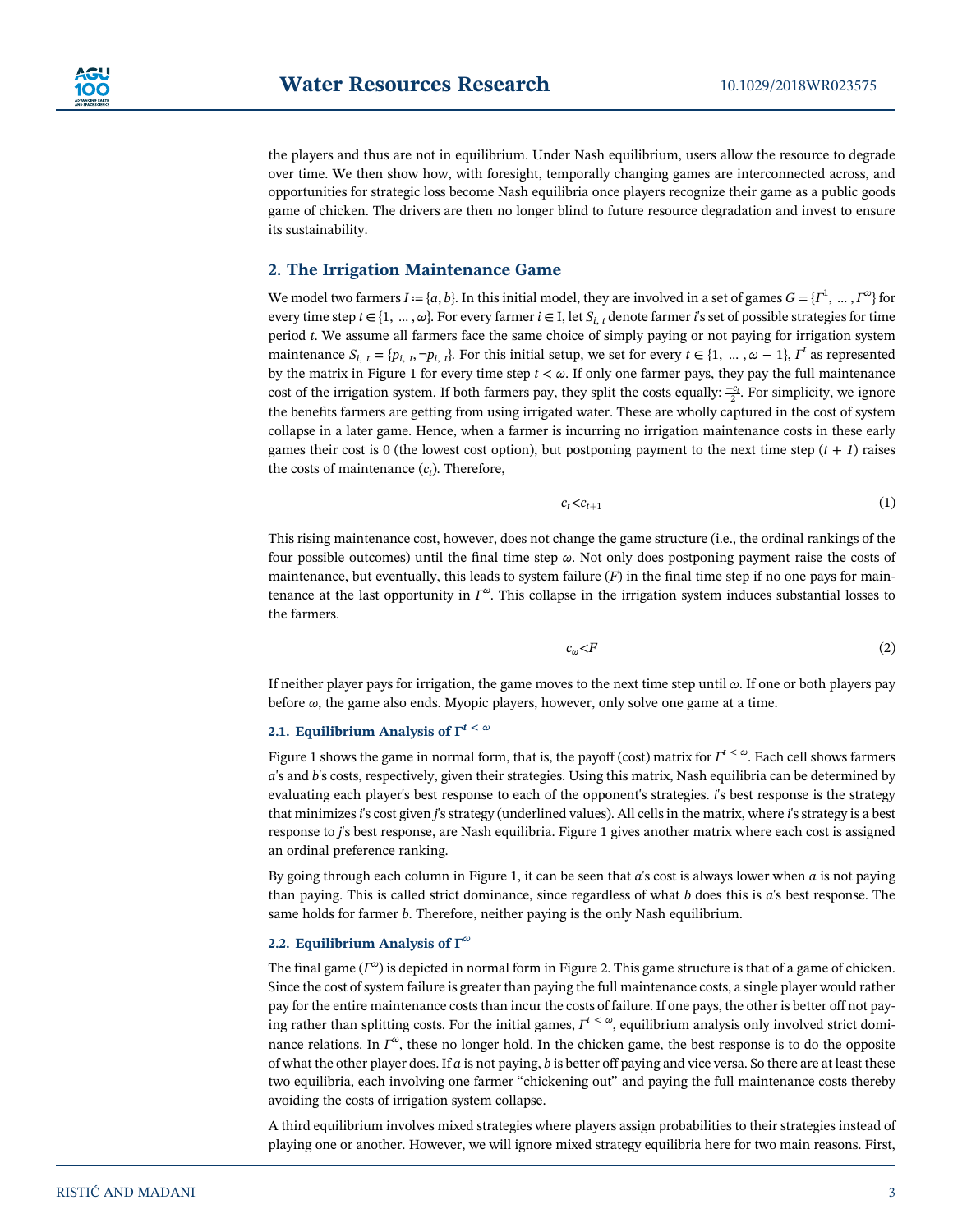the players and thus are not in equilibrium. Under Nash equilibrium, users allow the resource to degrade over time. We then show how, with foresight, temporally changing games are interconnected across, and opportunities for strategic loss become Nash equilibria once players recognize their game as a public goods game of chicken. The drivers are then no longer blind to future resource degradation and invest to ensure its sustainability.

## 2. The Irrigation Maintenance Game

We model two farmers $I := \{a, b\}$. In this initial model, they are involved in a set of games $G = \{\Gamma^1, \ldots, \Gamma^\omega\}$ for every time step $t \in \{1, \ldots, \omega\}$. For every farmer $i \in$ I, let $S_{i,\,t}$ denote farmer $i$'s set of possible strategies for time period $t$. We assume all farmers face the same choice of simply paying or not paying for irrigation system maintenance $S_{i,\,t} = \{p_{i,\,t}, \neg p_{i,\,t}\}$. For this initial setup, we set for every $t \in \{1, \ldots, \omega - 1\}$, $\Gamma^t$ as represented by the matrix in Figure 1 for every time step $t < \omega$. If only one farmer pays, they pay the full maintenance cost of the irrigation system. If both farmers pay, they split the costs equally: $\frac{-c_t}{2}$. For simplicity, we ignore the benefits farmers are getting from using irrigated water. These are wholly captured in the cost of system collapse in a later game. Hence, when a farmer is incurring no irrigation maintenance costs in these early games their cost is 0 (the lowest cost option), but postponing payment to the next time step ($t + 1$) raises the costs of maintenance ($c_t$). Therefore,

$$c_t < c_{t+1} \tag{1}$$

This rising maintenance cost, however, does not change the game structure (i.e., the ordinal rankings of the four possible outcomes) until the final time step $\omega$. Not only does postponing payment raise the costs of maintenance, but eventually, this leads to system failure ($F$) in the final time step if no one pays for maintenance at the last opportunity in $\Gamma^\omega$. This collapse in the irrigation system induces substantial losses to the farmers.

$$c_\omega < F \tag{2}$$

If neither player pays for irrigation, the game moves to the next time step until $\omega$. If one or both players pay before $\omega$, the game also ends. Myopic players, however, only solve one game at a time.

### 2.1. Equilibrium Analysis of $\Gamma^{t\,<\,\omega}$

Figure 1 shows the game in normal form, that is, the payoff (cost) matrix for $\Gamma^{t\,<\,\omega}$. Each cell shows farmers $a$'s and $b$'s costs, respectively, given their strategies. Using this matrix, Nash equilibria can be determined by evaluating each player's best response to each of the opponent's strategies. $i$'s best response is the strategy that minimizes $i$'s cost given $j$'s strategy (underlined values). All cells in the matrix, where $i$'s strategy is a best response to $j$'s best response, are Nash equilibria. Figure 1 gives another matrix where each cost is assigned an ordinal preference ranking.

By going through each column in Figure 1, it can be seen that $a$'s cost is always lower when $a$ is not paying than paying. This is called strict dominance, since regardless of what $b$ does this is $a$'s best response. The same holds for farmer $b$. Therefore, neither paying is the only Nash equilibrium.

### 2.2. Equilibrium Analysis of $\Gamma^\omega$

The final game ($\Gamma^\omega$) is depicted in normal form in Figure 2. This game structure is that of a game of chicken. Since the cost of system failure is greater than paying the full maintenance costs, a single player would rather pay for the entire maintenance costs than incur the costs of failure. If one pays, the other is better off not paying rather than splitting costs. For the initial games, $\Gamma^{t\,<\,\omega}$, equilibrium analysis only involved strict dominance relations. In $\Gamma^\omega$, these no longer hold. In the chicken game, the best response is to do the opposite of what the other player does. If $a$ is not paying, $b$ is better off paying and vice versa. So there are at least these two equilibria, each involving one farmer "chickening out" and paying the full maintenance costs thereby avoiding the costs of irrigation system collapse.

A third equilibrium involves mixed strategies where players assign probabilities to their strategies instead of playing one or another. However, we will ignore mixed strategy equilibria here for two main reasons. First,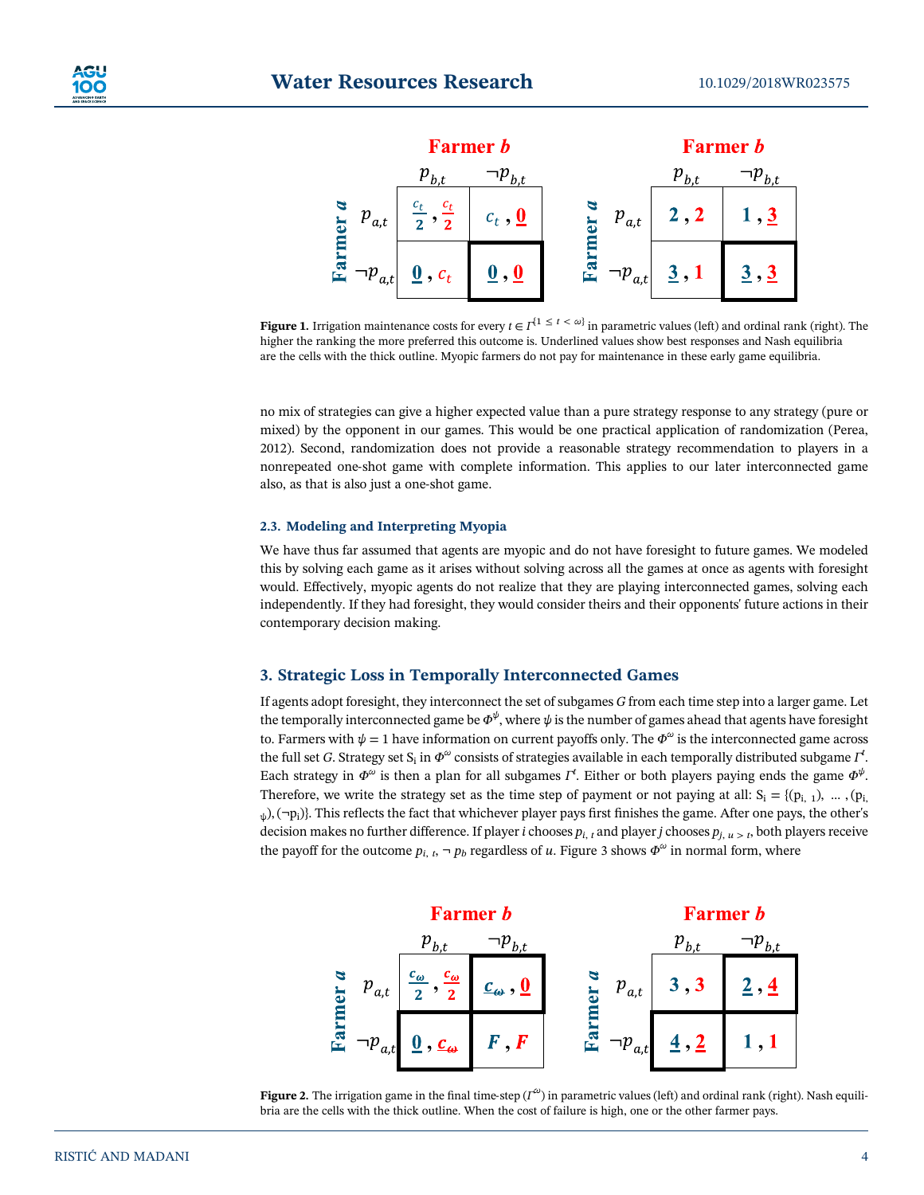| | | Farmer $b$ | |
|---|---|---|---|
| | | $p_{b,t}$ | $\neg p_{b,t}$ |
| Farmer $a$ | $p_{a,t}$ | $\frac{c_t}{2}$ , $\frac{c_t}{2}$ | $c_t$ , $\underline{0}$ |
| | $\neg p_{a,t}$ | $\underline{0}$ , $c_t$ | $\underline{0}$ , $\underline{0}$ |

| | | Farmer $b$ | |
|---|---|---|---|
| | | $p_{b,t}$ | $\neg p_{b,t}$ |
| Farmer $a$ | $p_{a,t}$ | 2 , 2 | 1 , $\underline{3}$ |
| | $\neg p_{a,t}$ | $\underline{3}$ , 1 | $\underline{3}$ , $\underline{3}$ |

**Figure 1.** Irrigation maintenance costs for every $t \in \Gamma^{\{1 \le t < \omega\}}$ in parametric values (left) and ordinal rank (right). The higher the ranking the more preferred this outcome is. Underlined values show best responses and Nash equilibria are the cells with the thick outline. Myopic farmers do not pay for maintenance in these early game equilibria.

no mix of strategies can give a higher expected value than a pure strategy response to any strategy (pure or mixed) by the opponent in our games. This would be one practical application of randomization (Perea, 2012). Second, randomization does not provide a reasonable strategy recommendation to players in a nonrepeated one-shot game with complete information. This applies to our later interconnected game also, as that is also just a one-shot game.

### 2.3. Modeling and Interpreting Myopia

We have thus far assumed that agents are myopic and do not have foresight to future games. We modeled this by solving each game as it arises without solving across all the games at once as agents with foresight would. Effectively, myopic agents do not realize that they are playing interconnected games, solving each independently. If they had foresight, they would consider theirs and their opponents' future actions in their contemporary decision making.

## 3. Strategic Loss in Temporally Interconnected Games

If agents adopt foresight, they interconnect the set of subgames $G$ from each time step into a larger game. Let the temporally interconnected game be $\Phi^{\psi}$, where $\psi$ is the number of games ahead that agents have foresight to. Farmers with $\psi = 1$ have information on current payoffs only. The $\Phi^{\omega}$ is the interconnected game across the full set $G$. Strategy set $S_i$ in $\Phi^{\omega}$ consists of strategies available in each temporally distributed subgame $\Gamma^t$. Each strategy in $\Phi^{\omega}$ is then a plan for all subgames $\Gamma^t$. Either or both players paying ends the game $\Phi^{\psi}$. Therefore, we write the strategy set as the time step of payment or not paying at all: $S_i = \{(p_{i,1}), \ldots, (p_{i,\psi}), (\neg p_i)\}$. This reflects the fact that whichever player pays first finishes the game. After one pays, the other's decision makes no further difference. If player $i$ chooses $p_{i,t}$ and player $j$ chooses $p_{j,u>t}$, both players receive the payoff for the outcome $p_{i,t}, \neg p_b$ regardless of $u$. Figure 3 shows $\Phi^{\omega}$ in normal form, where

| | | Farmer $b$ | |
|---|---|---|---|
| | | $p_{b,t}$ | $\neg p_{b,t}$ |
| Farmer $a$ | $p_{a,t}$ | $\frac{c_\omega}{2}$ , $\frac{c_\omega}{2}$ | $\underline{c_\omega}$ , $\underline{0}$ |
| | $\neg p_{a,t}$ | $\underline{0}$ , $\underline{c_\omega}$ | $F$ , $F$ |

| | | Farmer $b$ | |
|---|---|---|---|
| | | $p_{b,t}$ | $\neg p_{b,t}$ |
| Farmer $a$ | $p_{a,t}$ | 3 , 3 | $\underline{2}$ , $\underline{4}$ |
| | $\neg p_{a,t}$ | $\underline{4}$ , $\underline{2}$ | 1 , 1 |

**Figure 2.** The irrigation game in the final time-step ($\Gamma^{\omega}$) in parametric values (left) and ordinal rank (right). Nash equilibria are the cells with the thick outline. When the cost of failure is high, one or the other farmer pays.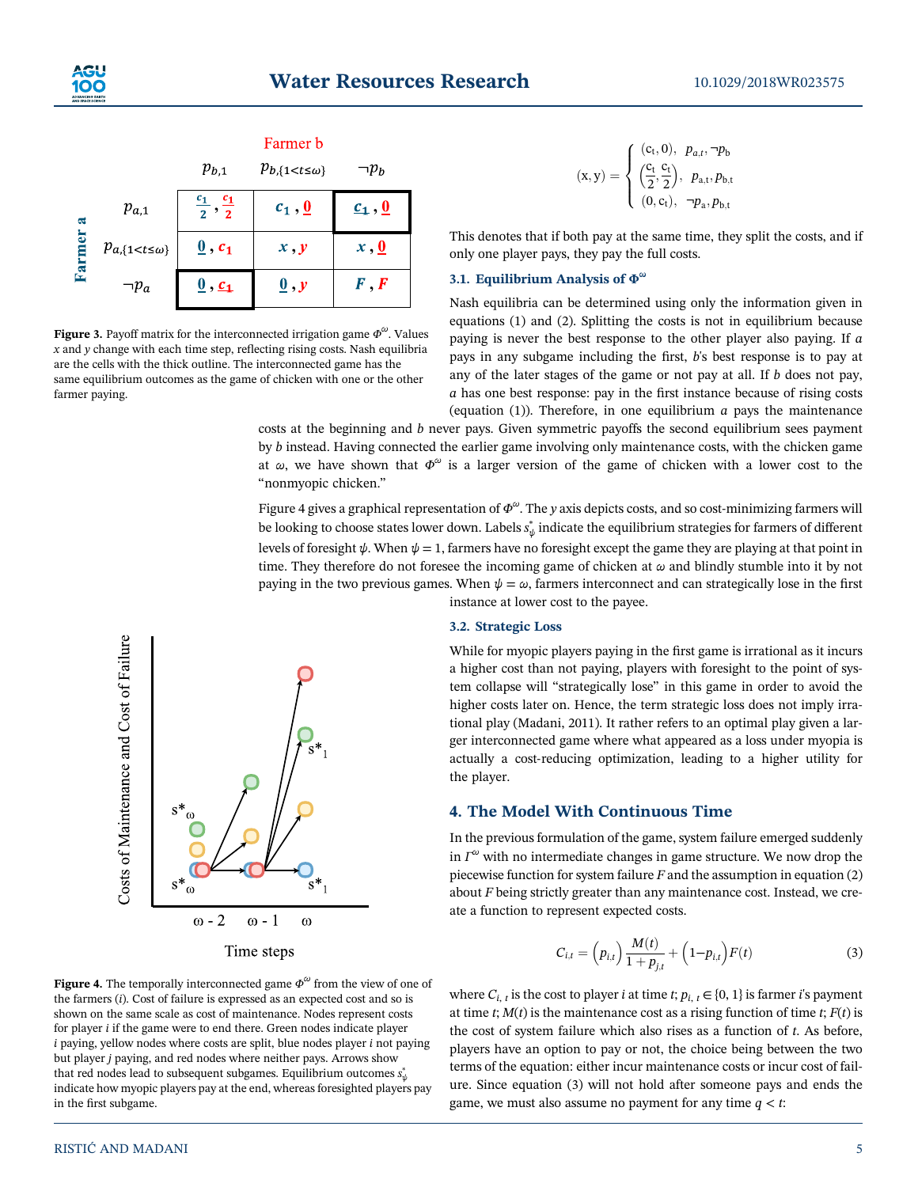| | | Farmer b | | |
|---|---|---|---|---|
| | | $p_{b,1}$ | $p_{b,\{1<t\leq\omega\}}$ | $\neg p_b$ |
| Farmer a | $p_{a,1}$ | $\frac{c_1}{2}, \frac{c_1}{2}$ | $c_1, 0$ | $c_1, 0$ |
| | $p_{a,\{1<t\leq\omega\}}$ | $0, c_1$ | $x, y$ | $x, 0$ |
| | $\neg p_a$ | $0, c_1$ | $0, y$ | $F, F$ |

**Figure 3.** Payoff matrix for the interconnected irrigation game $\Phi^{\omega}$. Values $x$ and $y$ change with each time step, reflecting rising costs. Nash equilibria are the cells with the thick outline. The interconnected game has the same equilibrium outcomes as the game of chicken with one or the other farmer paying.

$$
(x, y) = \begin{cases} (c_t, 0), & p_{a,t}, \neg p_b \\ \left(\frac{c_t}{2}, \frac{c_t}{2}\right), & p_{a,t}, p_{b,t} \\ (0, c_t), & \neg p_a, p_{b,t} \end{cases}
$$

This denotes that if both pay at the same time, they split the costs, and if only one player pays, they pay the full costs.

### 3.1. Equilibrium Analysis of $\Phi^{\omega}$

Nash equilibria can be determined using only the information given in equations (1) and (2). Splitting the costs is not in equilibrium because paying is never the best response to the other player also paying. If $a$ pays in any subgame including the first, $b$'s best response is to pay at any of the later stages of the game or not pay at all. If $b$ does not pay, $a$ has one best response: pay in the first instance because of rising costs (equation (1)). Therefore, in one equilibrium $a$ pays the maintenance costs at the beginning and $b$ never pays. Given symmetric payoffs the second equilibrium sees payment by $b$ instead. Having connected the earlier game involving only maintenance costs, with the chicken game at $\omega$, we have shown that $\Phi^{\omega}$ is a larger version of the game of chicken with a lower cost to the "nonmyopic chicken."

Figure 4 gives a graphical representation of $\Phi^{\omega}$. The $y$ axis depicts costs, and so cost-minimizing farmers will be looking to choose states lower down. Labels $s^*_{\psi}$ indicate the equilibrium strategies for farmers of different levels of foresight $\psi$. When $\psi = 1$, farmers have no foresight except the game they are playing at that point in time. They therefore do not foresee the incoming game of chicken at $\omega$ and blindly stumble into it by not paying in the two previous games. When $\psi = \omega$, farmers interconnect and can strategically lose in the first instance at lower cost to the payee.

**Figure 4.** The temporally interconnected game $\Phi^{\omega}$ from the view of one of the farmers ($i$). Cost of failure is expressed as an expected cost and so is shown on the same scale as cost of maintenance. Nodes represent costs for player $i$ if the game were to end there. Green nodes indicate player $i$ paying, yellow nodes where costs are split, blue nodes player $i$ not paying but player $j$ paying, and red nodes where neither pays. Arrows show that red nodes lead to subsequent subgames. Equilibrium outcomes $s^*_{\psi}$ indicate how myopic players pay at the end, whereas foresighted players pay in the first subgame.

### 3.2. Strategic Loss

While for myopic players paying in the first game is irrational as it incurs a higher cost than not paying, players with foresight to the point of system collapse will "strategically lose" in this game in order to avoid the higher costs later on. Hence, the term strategic loss does not imply irrational play (Madani, 2011). It rather refers to an optimal play given a larger interconnected game where what appeared as a loss under myopia is actually a cost-reducing optimization, leading to a higher utility for the player.

## 4. The Model With Continuous Time

In the previous formulation of the game, system failure emerged suddenly in $\Gamma^{\omega}$ with no intermediate changes in game structure. We now drop the piecewise function for system failure $F$ and the assumption in equation (2) about $F$ being strictly greater than any maintenance cost. Instead, we create a function to represent expected costs.

$$
C_{i,t} = \left(p_{i,t}\right)\frac{M(t)}{1 + p_{j,t}} + \left(1 - p_{i,t}\right)F(t) \tag{3}
$$

where $C_{i,\,t}$ is the cost to player $i$ at time $t$; $p_{i,\,t} \in \{0, 1\}$ is farmer $i$'s payment at time $t$; $M(t)$ is the maintenance cost as a rising function of time $t$; $F(t)$ is the cost of system failure which also rises as a function of $t$. As before, players have an option to pay or not, the choice being between the two terms of the equation: either incur maintenance costs or incur cost of failure. Since equation (3) will not hold after someone pays and ends the game, we must also assume no payment for any time $q < t$: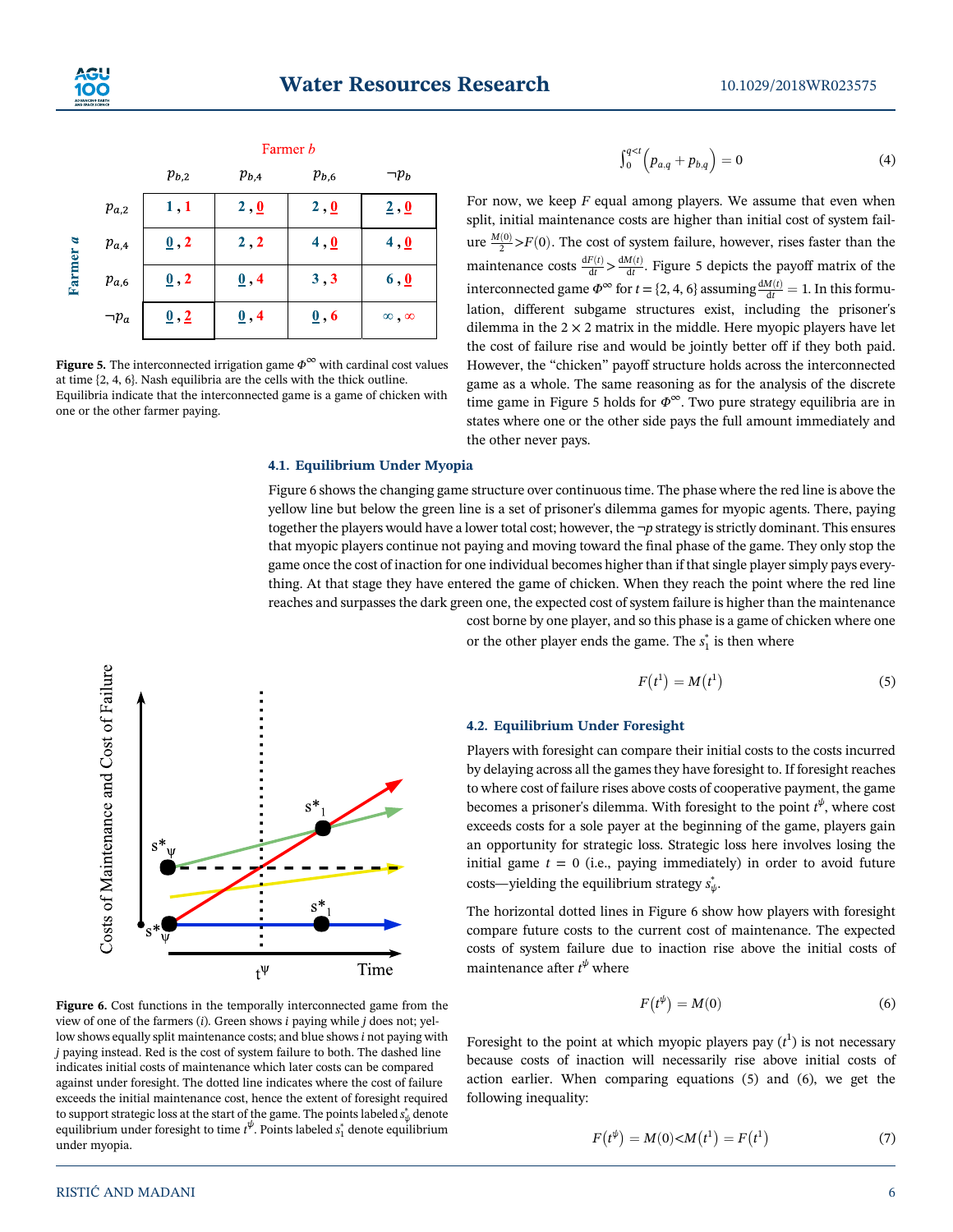|  |  | Farmer $b$ |  |  |  |
|---|---|---|---|---|---|
|  |  | $p_{b,2}$ | $p_{b,4}$ | $p_{b,6}$ | $\neg p_b$ |
| Farmer $a$ | $p_{a,2}$ | 1 , 1 | 2 , 0 | 2 , 0 | 2 , 0 |
|  | $p_{a,4}$ | 0 , 2 | 2 , 2 | 4 , 0 | 4 , 0 |
|  | $p_{a,6}$ | 0 , 2 | 0 , 4 | 3 , 3 | 6 , 0 |
|  | $\neg p_a$ | 0 , 2 | 0 , 4 | 0 , 6 | ∞ , ∞ |

**Figure 5.** The interconnected irrigation game $\Phi^\infty$ with cardinal cost values at time {2, 4, 6}. Nash equilibria are the cells with the thick outline. Equilibria indicate that the interconnected game is a game of chicken with one or the other farmer paying.

$$\int_0^{q<t} \left(p_{a,q} + p_{b,q}\right) = 0 \tag{4}$$

For now, we keep $F$ equal among players. We assume that even when split, initial maintenance costs are higher than initial cost of system failure $\frac{M(0)}{2} > F(0)$. The cost of system failure, however, rises faster than the maintenance costs $\frac{dF(t)}{dt} > \frac{dM(t)}{dt}$. Figure 5 depicts the payoff matrix of the interconnected game $\Phi^\infty$ for $t = \{2, 4, 6\}$ assuming $\frac{dM(t)}{dt} = 1$. In this formulation, different subgame structures exist, including the prisoner's dilemma in the $2 \times 2$ matrix in the middle. Here myopic players have let the cost of failure rise and would be jointly better off if they both paid. However, the "chicken" payoff structure holds across the interconnected game as a whole. The same reasoning as for the analysis of the discrete time game in Figure 5 holds for $\Phi^\infty$. Two pure strategy equilibria are in states where one or the other side pays the full amount immediately and the other never pays.

### 4.1. Equilibrium Under Myopia

Figure 6 shows the changing game structure over continuous time. The phase where the red line is above the yellow line but below the green line is a set of prisoner's dilemma games for myopic agents. There, paying together the players would have a lower total cost; however, the $\neg p$ strategy is strictly dominant. This ensures that myopic players continue not paying and moving toward the final phase of the game. They only stop the game once the cost of inaction for one individual becomes higher than if that single player simply pays everything. At that stage they have entered the game of chicken. When they reach the point where the red line reaches and surpasses the dark green one, the expected cost of system failure is higher than the maintenance cost borne by one player, and so this phase is a game of chicken where one or the other player ends the game. The $s_1^*$ is then where

$$F\left(t^1\right) = M\left(t^1\right) \tag{5}$$

**Figure 6.** Cost functions in the temporally interconnected game from the view of one of the farmers ($i$). Green shows $i$ paying while $j$ does not; yellow shows equally split maintenance costs; and blue shows $i$ not paying with $j$ paying instead. Red is the cost of system failure to both. The dashed line indicates initial costs of maintenance which later costs can be compared against under foresight. The dotted line indicates where the cost of failure exceeds the initial maintenance cost, hence the extent of foresight required to support strategic loss at the start of the game. The points labeled $s_\psi^*$ denote equilibrium under foresight to time $t^\psi$. Points labeled $s_1^*$ denote equilibrium under myopia.

### 4.2. Equilibrium Under Foresight

Players with foresight can compare their initial costs to the costs incurred by delaying across all the games they have foresight to. If foresight reaches to where cost of failure rises above costs of cooperative payment, the game becomes a prisoner's dilemma. With foresight to the point $t^\psi$, where cost exceeds costs for a sole payer at the beginning of the game, players gain an opportunity for strategic loss. Strategic loss here involves losing the initial game $t = 0$ (i.e., paying immediately) in order to avoid future costs—yielding the equilibrium strategy $s_\psi^*$.

The horizontal dotted lines in Figure 6 show how players with foresight compare future costs to the current cost of maintenance. The expected costs of system failure due to inaction rise above the initial costs of maintenance after $t^\psi$ where

$$F\left(t^\psi\right) = M(0) \tag{6}$$

Foresight to the point at which myopic players pay ($t^1$) is not necessary because costs of inaction will necessarily rise above initial costs of action earlier. When comparing equations (5) and (6), we get the following inequality:

$$F\left(t^\psi\right) = M(0) < M\left(t^1\right) = F\left(t^1\right) \tag{7}$$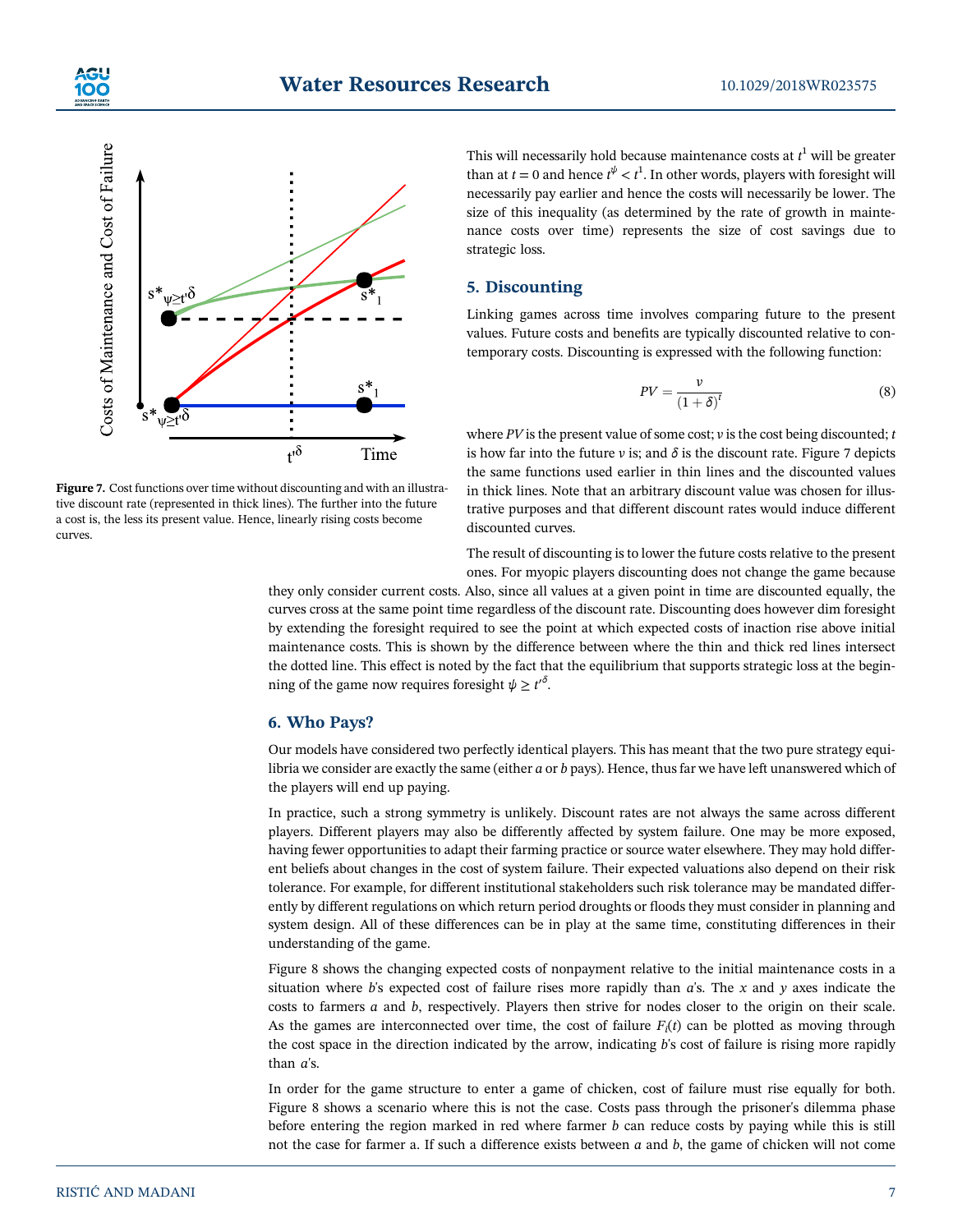Costs of Maintenance and Cost of Failure

$s^*_{\psi \geq t'\delta}$

$s^*_1$

$s^*_1$

$s^*_{\psi \geq t'\delta}$

$t'^{\delta}$

Time

**Figure 7.** Cost functions over time without discounting and with an illustrative discount rate (represented in thick lines). The further into the future a cost is, the less its present value. Hence, linearly rising costs become curves.

This will necessarily hold because maintenance costs at $t^1$ will be greater than at $t = 0$ and hence $t^{\psi} < t^1$. In other words, players with foresight will necessarily pay earlier and hence the costs will necessarily be lower. The size of this inequality (as determined by the rate of growth in maintenance costs over time) represents the size of cost savings due to strategic loss.

## 5. Discounting

Linking games across time involves comparing future to the present values. Future costs and benefits are typically discounted relative to contemporary costs. Discounting is expressed with the following function:

$$PV = \frac{v}{(1+\delta)^t} \tag{8}$$

where $PV$ is the present value of some cost; $v$ is the cost being discounted; $t$ is how far into the future $v$ is; and $\delta$ is the discount rate. Figure 7 depicts the same functions used earlier in thin lines and the discounted values in thick lines. Note that an arbitrary discount value was chosen for illustrative purposes and that different discount rates would induce different discounted curves.

The result of discounting is to lower the future costs relative to the present ones. For myopic players discounting does not change the game because they only consider current costs. Also, since all values at a given point in time are discounted equally, the curves cross at the same point time regardless of the discount rate. Discounting does however dim foresight by extending the foresight required to see the point at which expected costs of inaction rise above initial maintenance costs. This is shown by the difference between where the thin and thick red lines intersect the dotted line. This effect is noted by the fact that the equilibrium that supports strategic loss at the beginning of the game now requires foresight $\psi \geq t'^{\delta}$.

## 6. Who Pays?

Our models have considered two perfectly identical players. This has meant that the two pure strategy equilibria we consider are exactly the same (either $a$ or $b$ pays). Hence, thus far we have left unanswered which of the players will end up paying.

In practice, such a strong symmetry is unlikely. Discount rates are not always the same across different players. Different players may also be differently affected by system failure. One may be more exposed, having fewer opportunities to adapt their farming practice or source water elsewhere. They may hold different beliefs about changes in the cost of system failure. Their expected valuations also depend on their risk tolerance. For example, for different institutional stakeholders such risk tolerance may be mandated differently by different regulations on which return period droughts or floods they must consider in planning and system design. All of these differences can be in play at the same time, constituting differences in their understanding of the game.

Figure 8 shows the changing expected costs of nonpayment relative to the initial maintenance costs in a situation where $b$'s expected cost of failure rises more rapidly than $a$'s. The $x$ and $y$ axes indicate the costs to farmers $a$ and $b$, respectively. Players then strive for nodes closer to the origin on their scale. As the games are interconnected over time, the cost of failure $F_i(t)$ can be plotted as moving through the cost space in the direction indicated by the arrow, indicating $b$'s cost of failure is rising more rapidly than $a$'s.

In order for the game structure to enter a game of chicken, cost of failure must rise equally for both. Figure 8 shows a scenario where this is not the case. Costs pass through the prisoner's dilemma phase before entering the region marked in red where farmer $b$ can reduce costs by paying while this is still not the case for farmer a. If such a difference exists between $a$ and $b$, the game of chicken will not come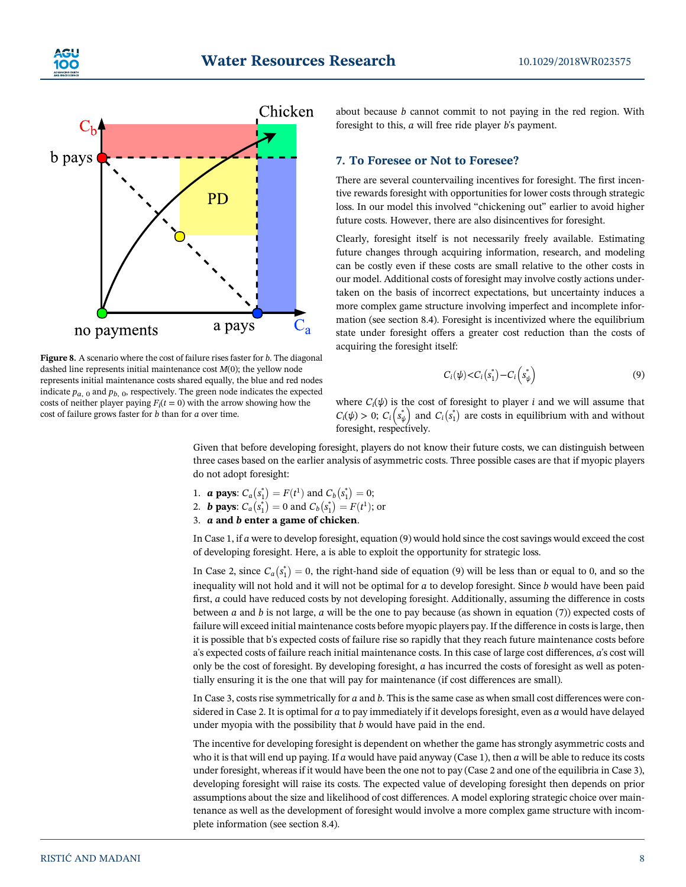Figure 8. A scenario where the cost of failure rises faster for $b$. The diagonal dashed line represents initial maintenance cost $M(0)$; the yellow node represents initial maintenance costs shared equally, the blue and red nodes indicate $p_{a,\,0}$ and $p_{b,\,0}$, respectively. The green node indicates the expected costs of neither player paying $F_i(t = 0)$ with the arrow showing how the cost of failure grows faster for $b$ than for $a$ over time.

about because $b$ cannot commit to not paying in the red region. With foresight to this, $a$ will free ride player $b$'s payment.

## 7. To Foresee or Not to Foresee?

There are several countervailing incentives for foresight. The first incentive rewards foresight with opportunities for lower costs through strategic loss. In our model this involved "chickening out" earlier to avoid higher future costs. However, there are also disincentives for foresight.

Clearly, foresight itself is not necessarily freely available. Estimating future changes through acquiring information, research, and modeling can be costly even if these costs are small relative to the other costs in our model. Additional costs of foresight may involve costly actions undertaken on the basis of incorrect expectations, but uncertainty induces a more complex game structure involving imperfect and incomplete information (see section 8.4). Foresight is incentivized where the equilibrium state under foresight offers a greater cost reduction than the costs of acquiring the foresight itself:

$$C_i(\psi) < C_i\left(s_1^*\right) - C_i\left(s_\psi^*\right) \tag{9}$$

where $C_i(\psi)$ is the cost of foresight to player $i$ and we will assume that $C_i(\psi) > 0$; $C_i\left(s_\psi^*\right)$ and $C_i\left(s_1^*\right)$ are costs in equilibrium with and without foresight, respectively.

Given that before developing foresight, players do not know their future costs, we can distinguish between three cases based on the earlier analysis of asymmetric costs. Three possible cases are that if myopic players do not adopt foresight:

1. ***a* pays**: $C_a\left(s_1^*\right) = F(t^1)$ and $C_b\left(s_1^*\right) = 0$;
2. ***b* pays**: $C_a\left(s_1^*\right) = 0$ and $C_b\left(s_1^*\right) = F(t^1)$; or
3. ***a* and *b* enter a game of chicken**.

In Case 1, if $a$ were to develop foresight, equation (9) would hold since the cost savings would exceed the cost of developing foresight. Here, a is able to exploit the opportunity for strategic loss.

In Case 2, since $C_a\left(s_1^*\right) = 0$, the right-hand side of equation (9) will be less than or equal to 0, and so the inequality will not hold and it will not be optimal for $a$ to develop foresight. Since $b$ would have been paid first, $a$ could have reduced costs by not developing foresight. Additionally, assuming the difference in costs between $a$ and $b$ is not large, $a$ will be the one to pay because (as shown in equation (7)) expected costs of failure will exceed initial maintenance costs before myopic players pay. If the difference in costs is large, then it is possible that b's expected costs of failure rise so rapidly that they reach future maintenance costs before a's expected costs of failure reach initial maintenance costs. In this case of large cost differences, $a$'s cost will only be the cost of foresight. By developing foresight, $a$ has incurred the costs of foresight as well as potentially ensuring it is the one that will pay for maintenance (if cost differences are small).

In Case 3, costs rise symmetrically for $a$ and $b$. This is the same case as when small cost differences were considered in Case 2. It is optimal for $a$ to pay immediately if it develops foresight, even as $a$ would have delayed under myopia with the possibility that $b$ would have paid in the end.

The incentive for developing foresight is dependent on whether the game has strongly asymmetric costs and who it is that will end up paying. If $a$ would have paid anyway (Case 1), then $a$ will be able to reduce its costs under foresight, whereas if it would have been the one not to pay (Case 2 and one of the equilibria in Case 3), developing foresight will raise its costs. The expected value of developing foresight then depends on prior assumptions about the size and likelihood of cost differences. A model exploring strategic choice over maintenance as well as the development of foresight would involve a more complex game structure with incomplete information (see section 8.4).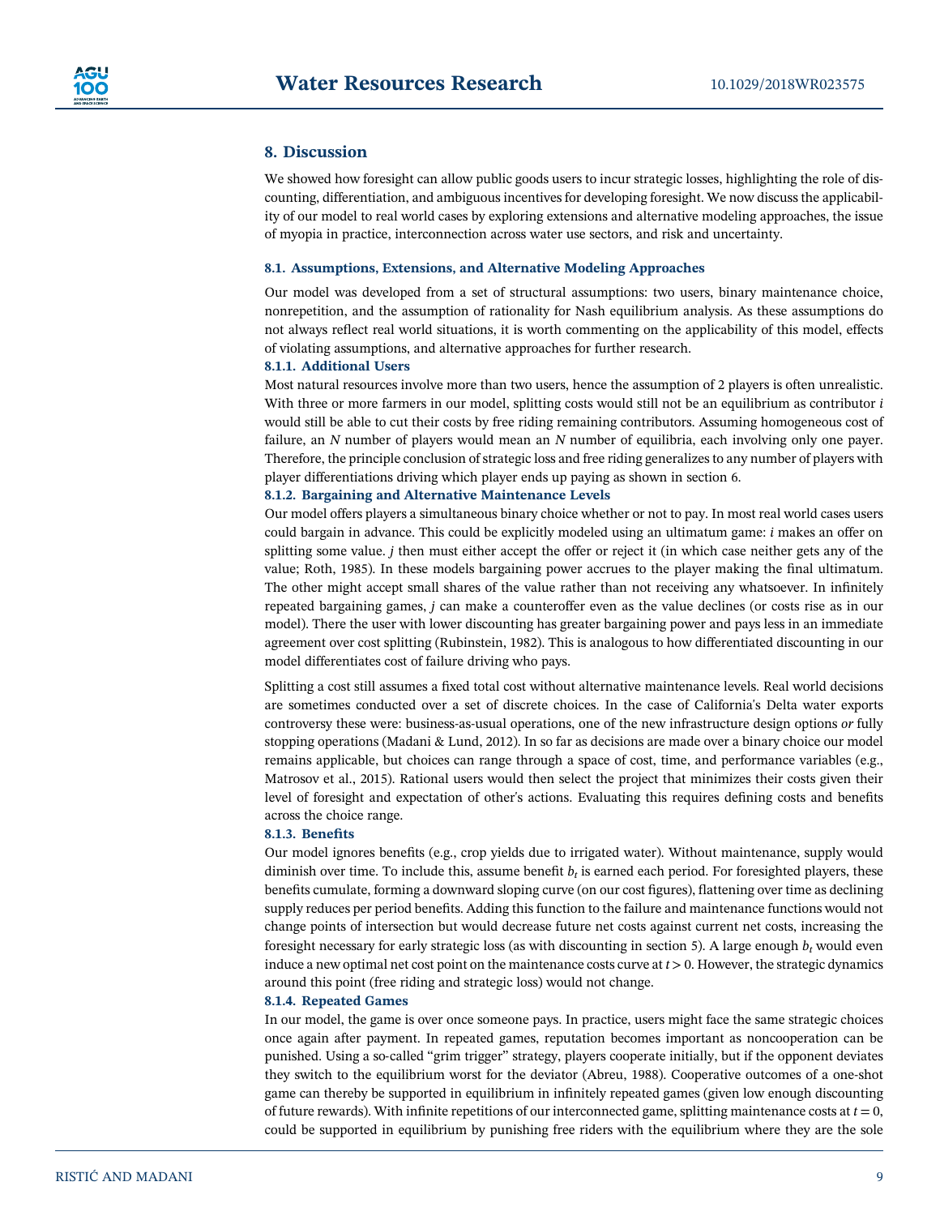## 8. Discussion

We showed how foresight can allow public goods users to incur strategic losses, highlighting the role of discounting, differentiation, and ambiguous incentives for developing foresight. We now discuss the applicability of our model to real world cases by exploring extensions and alternative modeling approaches, the issue of myopia in practice, interconnection across water use sectors, and risk and uncertainty.

### 8.1. Assumptions, Extensions, and Alternative Modeling Approaches

Our model was developed from a set of structural assumptions: two users, binary maintenance choice, nonrepetition, and the assumption of rationality for Nash equilibrium analysis. As these assumptions do not always reflect real world situations, it is worth commenting on the applicability of this model, effects of violating assumptions, and alternative approaches for further research.

#### 8.1.1. Additional Users

Most natural resources involve more than two users, hence the assumption of 2 players is often unrealistic. With three or more farmers in our model, splitting costs would still not be an equilibrium as contributor $i$ would still be able to cut their costs by free riding remaining contributors. Assuming homogeneous cost of failure, an $N$ number of players would mean an $N$ number of equilibria, each involving only one payer. Therefore, the principle conclusion of strategic loss and free riding generalizes to any number of players with player differentiations driving which player ends up paying as shown in section 6.

#### 8.1.2. Bargaining and Alternative Maintenance Levels

Our model offers players a simultaneous binary choice whether or not to pay. In most real world cases users could bargain in advance. This could be explicitly modeled using an ultimatum game: $i$ makes an offer on splitting some value. $j$ then must either accept the offer or reject it (in which case neither gets any of the value; Roth, 1985). In these models bargaining power accrues to the player making the final ultimatum. The other might accept small shares of the value rather than not receiving any whatsoever. In infinitely repeated bargaining games, $j$ can make a counteroffer even as the value declines (or costs rise as in our model). There the user with lower discounting has greater bargaining power and pays less in an immediate agreement over cost splitting (Rubinstein, 1982). This is analogous to how differentiated discounting in our model differentiates cost of failure driving who pays.

Splitting a cost still assumes a fixed total cost without alternative maintenance levels. Real world decisions are sometimes conducted over a set of discrete choices. In the case of California's Delta water exports controversy these were: business-as-usual operations, one of the new infrastructure design options *or* fully stopping operations (Madani & Lund, 2012). In so far as decisions are made over a binary choice our model remains applicable, but choices can range through a space of cost, time, and performance variables (e.g., Matrosov et al., 2015). Rational users would then select the project that minimizes their costs given their level of foresight and expectation of other's actions. Evaluating this requires defining costs and benefits across the choice range.

#### 8.1.3. Benefits

Our model ignores benefits (e.g., crop yields due to irrigated water). Without maintenance, supply would diminish over time. To include this, assume benefit $b_t$ is earned each period. For foresighted players, these benefits cumulate, forming a downward sloping curve (on our cost figures), flattening over time as declining supply reduces per period benefits. Adding this function to the failure and maintenance functions would not change points of intersection but would decrease future net costs against current net costs, increasing the foresight necessary for early strategic loss (as with discounting in section 5). A large enough $b_t$ would even induce a new optimal net cost point on the maintenance costs curve at $t > 0$. However, the strategic dynamics around this point (free riding and strategic loss) would not change.

#### 8.1.4. Repeated Games

In our model, the game is over once someone pays. In practice, users might face the same strategic choices once again after payment. In repeated games, reputation becomes important as noncooperation can be punished. Using a so-called "grim trigger" strategy, players cooperate initially, but if the opponent deviates they switch to the equilibrium worst for the deviator (Abreu, 1988). Cooperative outcomes of a one-shot game can thereby be supported in equilibrium in infinitely repeated games (given low enough discounting of future rewards). With infinite repetitions of our interconnected game, splitting maintenance costs at $t = 0$, could be supported in equilibrium by punishing free riders with the equilibrium where they are the sole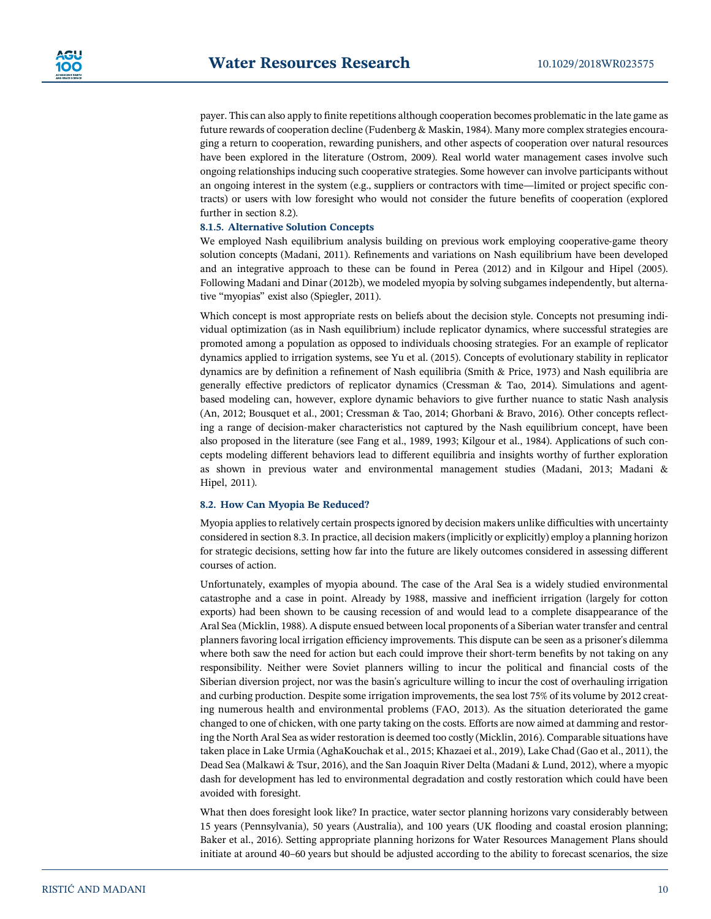payer. This can also apply to finite repetitions although cooperation becomes problematic in the late game as future rewards of cooperation decline (Fudenberg & Maskin, 1984). Many more complex strategies encouraging a return to cooperation, rewarding punishers, and other aspects of cooperation over natural resources have been explored in the literature (Ostrom, 2009). Real world water management cases involve such ongoing relationships inducing such cooperative strategies. Some however can involve participants without an ongoing interest in the system (e.g., suppliers or contractors with time—limited or project specific contracts) or users with low foresight who would not consider the future benefits of cooperation (explored further in section 8.2).

#### 8.1.5. Alternative Solution Concepts

We employed Nash equilibrium analysis building on previous work employing cooperative-game theory solution concepts (Madani, 2011). Refinements and variations on Nash equilibrium have been developed and an integrative approach to these can be found in Perea (2012) and in Kilgour and Hipel (2005). Following Madani and Dinar (2012b), we modeled myopia by solving subgames independently, but alternative "myopias" exist also (Spiegler, 2011).

Which concept is most appropriate rests on beliefs about the decision style. Concepts not presuming individual optimization (as in Nash equilibrium) include replicator dynamics, where successful strategies are promoted among a population as opposed to individuals choosing strategies. For an example of replicator dynamics applied to irrigation systems, see Yu et al. (2015). Concepts of evolutionary stability in replicator dynamics are by definition a refinement of Nash equilibria (Smith & Price, 1973) and Nash equilibria are generally effective predictors of replicator dynamics (Cressman & Tao, 2014). Simulations and agent-based modeling can, however, explore dynamic behaviors to give further nuance to static Nash analysis (An, 2012; Bousquet et al., 2001; Cressman & Tao, 2014; Ghorbani & Bravo, 2016). Other concepts reflecting a range of decision-maker characteristics not captured by the Nash equilibrium concept, have been also proposed in the literature (see Fang et al., 1989, 1993; Kilgour et al., 1984). Applications of such concepts modeling different behaviors lead to different equilibria and insights worthy of further exploration as shown in previous water and environmental management studies (Madani, 2013; Madani & Hipel, 2011).

### 8.2. How Can Myopia Be Reduced?

Myopia applies to relatively certain prospects ignored by decision makers unlike difficulties with uncertainty considered in section 8.3. In practice, all decision makers (implicitly or explicitly) employ a planning horizon for strategic decisions, setting how far into the future are likely outcomes considered in assessing different courses of action.

Unfortunately, examples of myopia abound. The case of the Aral Sea is a widely studied environmental catastrophe and a case in point. Already by 1988, massive and inefficient irrigation (largely for cotton exports) had been shown to be causing recession of and would lead to a complete disappearance of the Aral Sea (Micklin, 1988). A dispute ensued between local proponents of a Siberian water transfer and central planners favoring local irrigation efficiency improvements. This dispute can be seen as a prisoner's dilemma where both saw the need for action but each could improve their short-term benefits by not taking on any responsibility. Neither were Soviet planners willing to incur the political and financial costs of the Siberian diversion project, nor was the basin's agriculture willing to incur the cost of overhauling irrigation and curbing production. Despite some irrigation improvements, the sea lost 75% of its volume by 2012 creating numerous health and environmental problems (FAO, 2013). As the situation deteriorated the game changed to one of chicken, with one party taking on the costs. Efforts are now aimed at damming and restoring the North Aral Sea as wider restoration is deemed too costly (Micklin, 2016). Comparable situations have taken place in Lake Urmia (AghaKouchak et al., 2015; Khazaei et al., 2019), Lake Chad (Gao et al., 2011), the Dead Sea (Malkawi & Tsur, 2016), and the San Joaquin River Delta (Madani & Lund, 2012), where a myopic dash for development has led to environmental degradation and costly restoration which could have been avoided with foresight.

What then does foresight look like? In practice, water sector planning horizons vary considerably between 15 years (Pennsylvania), 50 years (Australia), and 100 years (UK flooding and coastal erosion planning; Baker et al., 2016). Setting appropriate planning horizons for Water Resources Management Plans should initiate at around 40–60 years but should be adjusted according to the ability to forecast scenarios, the size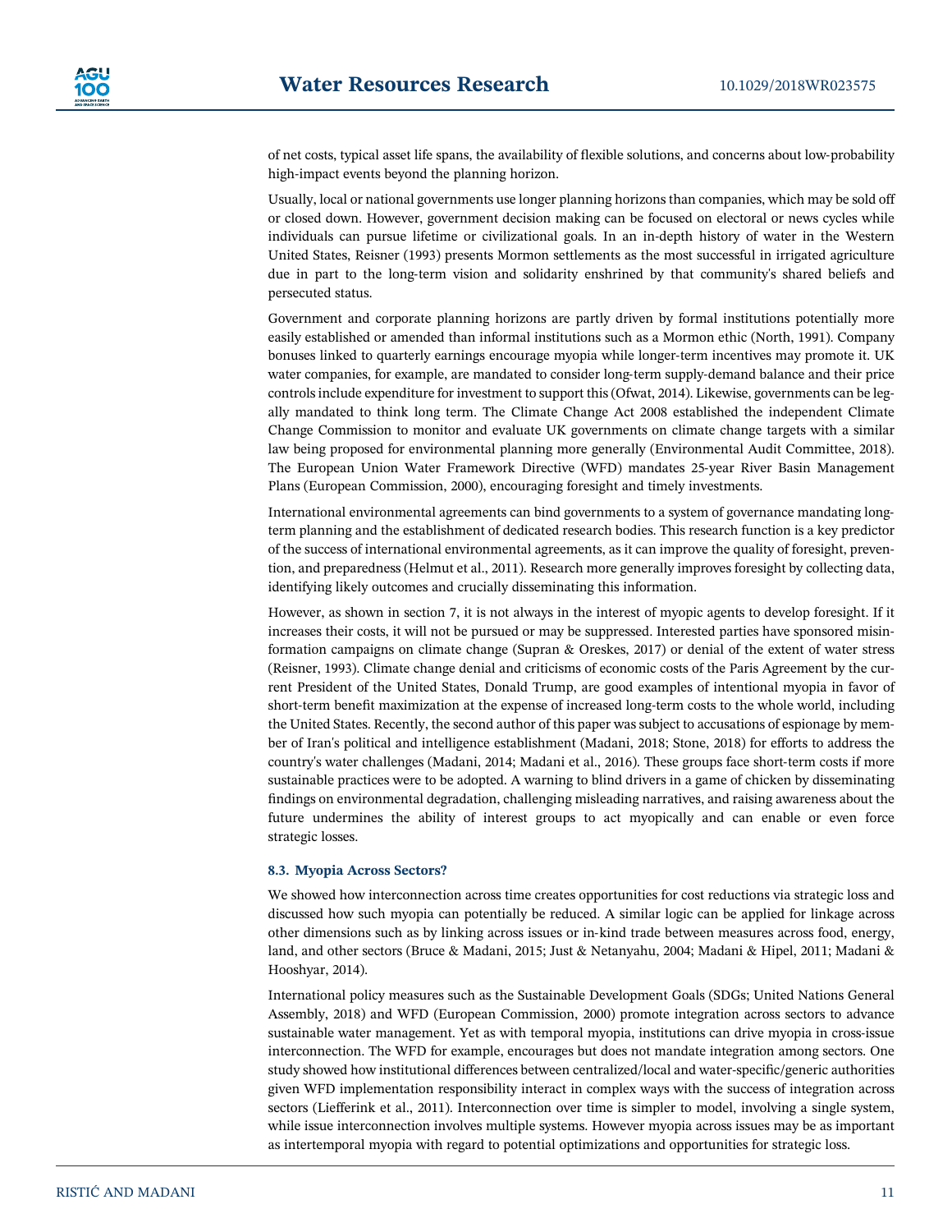of net costs, typical asset life spans, the availability of flexible solutions, and concerns about low-probability high-impact events beyond the planning horizon.

Usually, local or national governments use longer planning horizons than companies, which may be sold off or closed down. However, government decision making can be focused on electoral or news cycles while individuals can pursue lifetime or civilizational goals. In an in-depth history of water in the Western United States, Reisner (1993) presents Mormon settlements as the most successful in irrigated agriculture due in part to the long-term vision and solidarity enshrined by that community's shared beliefs and persecuted status.

Government and corporate planning horizons are partly driven by formal institutions potentially more easily established or amended than informal institutions such as a Mormon ethic (North, 1991). Company bonuses linked to quarterly earnings encourage myopia while longer-term incentives may promote it. UK water companies, for example, are mandated to consider long-term supply-demand balance and their price controls include expenditure for investment to support this (Ofwat, 2014). Likewise, governments can be legally mandated to think long term. The Climate Change Act 2008 established the independent Climate Change Commission to monitor and evaluate UK governments on climate change targets with a similar law being proposed for environmental planning more generally (Environmental Audit Committee, 2018). The European Union Water Framework Directive (WFD) mandates 25-year River Basin Management Plans (European Commission, 2000), encouraging foresight and timely investments.

International environmental agreements can bind governments to a system of governance mandating long-term planning and the establishment of dedicated research bodies. This research function is a key predictor of the success of international environmental agreements, as it can improve the quality of foresight, prevention, and preparedness (Helmut et al., 2011). Research more generally improves foresight by collecting data, identifying likely outcomes and crucially disseminating this information.

However, as shown in section 7, it is not always in the interest of myopic agents to develop foresight. If it increases their costs, it will not be pursued or may be suppressed. Interested parties have sponsored misinformation campaigns on climate change (Supran & Oreskes, 2017) or denial of the extent of water stress (Reisner, 1993). Climate change denial and criticisms of economic costs of the Paris Agreement by the current President of the United States, Donald Trump, are good examples of intentional myopia in favor of short-term benefit maximization at the expense of increased long-term costs to the whole world, including the United States. Recently, the second author of this paper was subject to accusations of espionage by member of Iran's political and intelligence establishment (Madani, 2018; Stone, 2018) for efforts to address the country's water challenges (Madani, 2014; Madani et al., 2016). These groups face short-term costs if more sustainable practices were to be adopted. A warning to blind drivers in a game of chicken by disseminating findings on environmental degradation, challenging misleading narratives, and raising awareness about the future undermines the ability of interest groups to act myopically and can enable or even force strategic losses.

### 8.3. Myopia Across Sectors?

We showed how interconnection across time creates opportunities for cost reductions via strategic loss and discussed how such myopia can potentially be reduced. A similar logic can be applied for linkage across other dimensions such as by linking across issues or in-kind trade between measures across food, energy, land, and other sectors (Bruce & Madani, 2015; Just & Netanyahu, 2004; Madani & Hipel, 2011; Madani & Hooshyar, 2014).

International policy measures such as the Sustainable Development Goals (SDGs; United Nations General Assembly, 2018) and WFD (European Commission, 2000) promote integration across sectors to advance sustainable water management. Yet as with temporal myopia, institutions can drive myopia in cross-issue interconnection. The WFD for example, encourages but does not mandate integration among sectors. One study showed how institutional differences between centralized/local and water-specific/generic authorities given WFD implementation responsibility interact in complex ways with the success of integration across sectors (Liefferink et al., 2011). Interconnection over time is simpler to model, involving a single system, while issue interconnection involves multiple systems. However myopia across issues may be as important as intertemporal myopia with regard to potential optimizations and opportunities for strategic loss.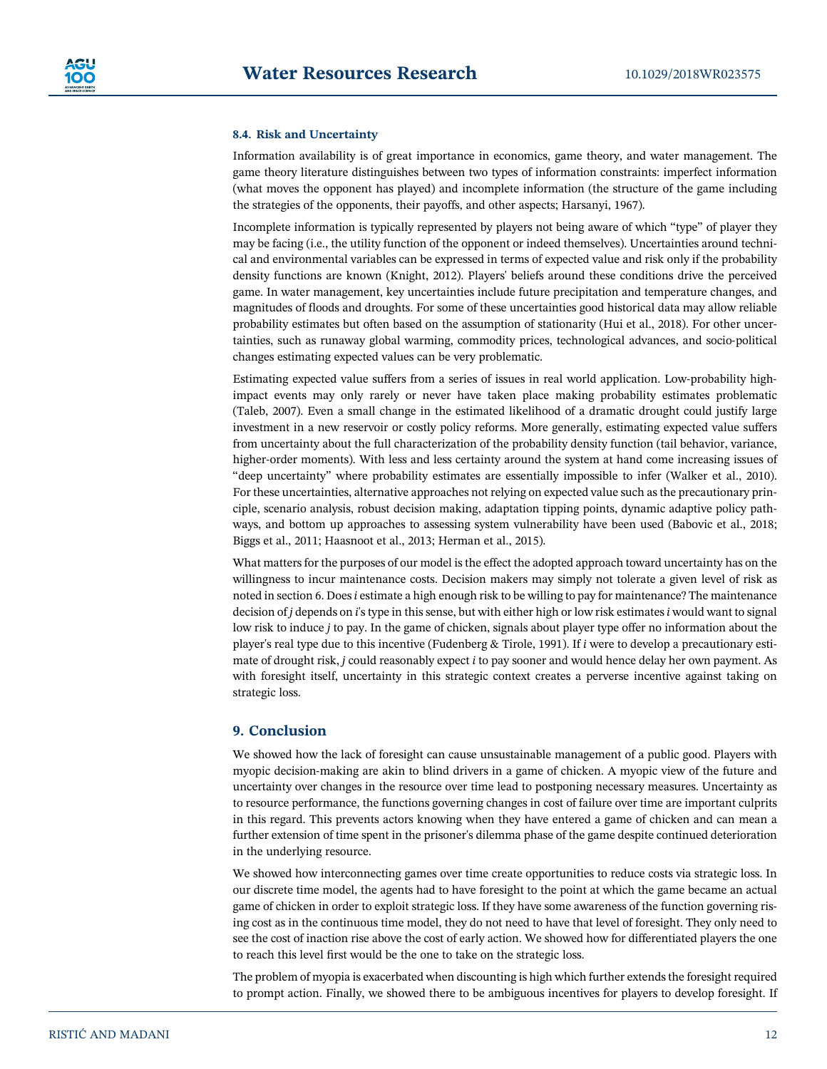### 8.4. Risk and Uncertainty

Information availability is of great importance in economics, game theory, and water management. The game theory literature distinguishes between two types of information constraints: imperfect information (what moves the opponent has played) and incomplete information (the structure of the game including the strategies of the opponents, their payoffs, and other aspects; Harsanyi, 1967).

Incomplete information is typically represented by players not being aware of which "type" of player they may be facing (i.e., the utility function of the opponent or indeed themselves). Uncertainties around technical and environmental variables can be expressed in terms of expected value and risk only if the probability density functions are known (Knight, 2012). Players' beliefs around these conditions drive the perceived game. In water management, key uncertainties include future precipitation and temperature changes, and magnitudes of floods and droughts. For some of these uncertainties good historical data may allow reliable probability estimates but often based on the assumption of stationarity (Hui et al., 2018). For other uncertainties, such as runaway global warming, commodity prices, technological advances, and socio-political changes estimating expected values can be very problematic.

Estimating expected value suffers from a series of issues in real world application. Low-probability high-impact events may only rarely or never have taken place making probability estimates problematic (Taleb, 2007). Even a small change in the estimated likelihood of a dramatic drought could justify large investment in a new reservoir or costly policy reforms. More generally, estimating expected value suffers from uncertainty about the full characterization of the probability density function (tail behavior, variance, higher-order moments). With less and less certainty around the system at hand come increasing issues of "deep uncertainty" where probability estimates are essentially impossible to infer (Walker et al., 2010). For these uncertainties, alternative approaches not relying on expected value such as the precautionary principle, scenario analysis, robust decision making, adaptation tipping points, dynamic adaptive policy pathways, and bottom up approaches to assessing system vulnerability have been used (Babovic et al., 2018; Biggs et al., 2011; Haasnoot et al., 2013; Herman et al., 2015).

What matters for the purposes of our model is the effect the adopted approach toward uncertainty has on the willingness to incur maintenance costs. Decision makers may simply not tolerate a given level of risk as noted in section 6. Does $i$ estimate a high enough risk to be willing to pay for maintenance? The maintenance decision of $j$ depends on $i$'s type in this sense, but with either high or low risk estimates $i$ would want to signal low risk to induce $j$ to pay. In the game of chicken, signals about player type offer no information about the player's real type due to this incentive (Fudenberg & Tirole, 1991). If $i$ were to develop a precautionary estimate of drought risk, $j$ could reasonably expect $i$ to pay sooner and would hence delay her own payment. As with foresight itself, uncertainty in this strategic context creates a perverse incentive against taking on strategic loss.

## 9. Conclusion

We showed how the lack of foresight can cause unsustainable management of a public good. Players with myopic decision-making are akin to blind drivers in a game of chicken. A myopic view of the future and uncertainty over changes in the resource over time lead to postponing necessary measures. Uncertainty as to resource performance, the functions governing changes in cost of failure over time are important culprits in this regard. This prevents actors knowing when they have entered a game of chicken and can mean a further extension of time spent in the prisoner's dilemma phase of the game despite continued deterioration in the underlying resource.

We showed how interconnecting games over time create opportunities to reduce costs via strategic loss. In our discrete time model, the agents had to have foresight to the point at which the game became an actual game of chicken in order to exploit strategic loss. If they have some awareness of the function governing rising cost as in the continuous time model, they do not need to have that level of foresight. They only need to see the cost of inaction rise above the cost of early action. We showed how for differentiated players the one to reach this level first would be the one to take on the strategic loss.

The problem of myopia is exacerbated when discounting is high which further extends the foresight required to prompt action. Finally, we showed there to be ambiguous incentives for players to develop foresight. If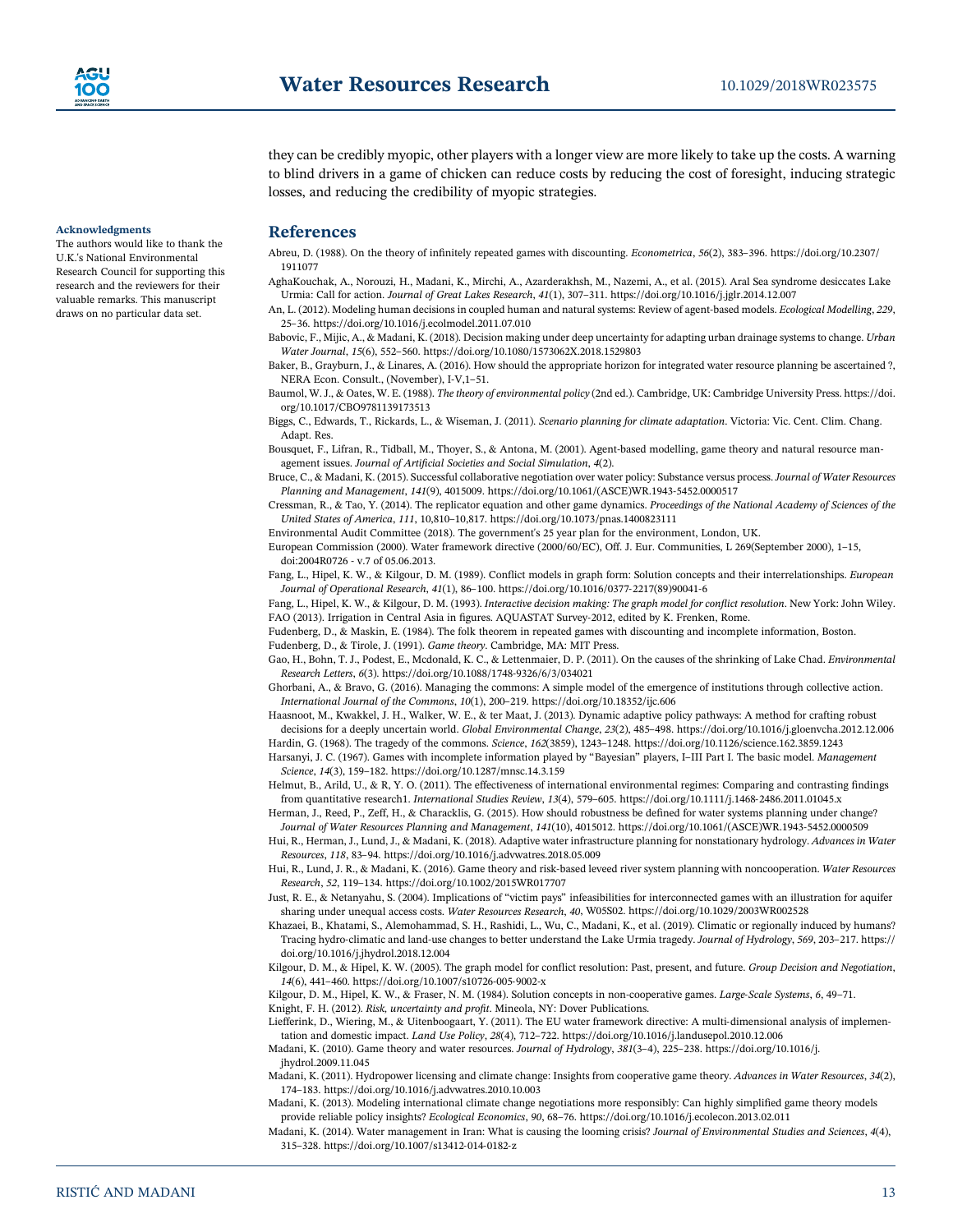they can be credibly myopic, other players with a longer view are more likely to take up the costs. A warning to blind drivers in a game of chicken can reduce costs by reducing the cost of foresight, inducing strategic losses, and reducing the credibility of myopic strategies.

## Acknowledgments

The authors would like to thank the U.K.'s National Environmental Research Council for supporting this research and the reviewers for their valuable remarks. This manuscript draws on no particular data set.

## References

Abreu, D. (1988). On the theory of infinitely repeated games with discounting. *Econometrica*, *56*(2), 383–396. https://doi.org/10.2307/1911077

AghaKouchak, A., Norouzi, H., Madani, K., Mirchi, A., Azarderakhsh, M., Nazemi, A., et al. (2015). Aral Sea syndrome desiccates Lake Urmia: Call for action. *Journal of Great Lakes Research*, *41*(1), 307–311. https://doi.org/10.1016/j.jglr.2014.12.007

An, L. (2012). Modeling human decisions in coupled human and natural systems: Review of agent-based models. *Ecological Modelling*, *229*, 25–36. https://doi.org/10.1016/j.ecolmodel.2011.07.010

Babovic, F., Mijic, A., & Madani, K. (2018). Decision making under deep uncertainty for adapting urban drainage systems to change. *Urban Water Journal*, *15*(6), 552–560. https://doi.org/10.1080/1573062X.2018.1529803

Baker, B., Grayburn, J., & Linares, A. (2016). How should the appropriate horizon for integrated water resource planning be ascertained ?, NERA Econ. Consult., (November), I-V,1–51.

Baumol, W. J., & Oates, W. E. (1988). *The theory of environmental policy* (2nd ed.). Cambridge, UK: Cambridge University Press. https://doi.org/10.1017/CBO9781139173513

Biggs, C., Edwards, T., Rickards, L., & Wiseman, J. (2011). *Scenario planning for climate adaptation*. Victoria: Vic. Cent. Clim. Chang. Adapt. Res.

Bousquet, F., Lifran, R., Tidball, M., Thoyer, S., & Antona, M. (2001). Agent-based modelling, game theory and natural resource management issues. *Journal of Artificial Societies and Social Simulation*, *4*(2).

Bruce, C., & Madani, K. (2015). Successful collaborative negotiation over water policy: Substance versus process. *Journal of Water Resources Planning and Management*, *141*(9), 4015009. https://doi.org/10.1061/(ASCE)WR.1943-5452.0000517

Cressman, R., & Tao, Y. (2014). The replicator equation and other game dynamics. *Proceedings of the National Academy of Sciences of the United States of America*, *111*, 10,810–10,817. https://doi.org/10.1073/pnas.1400823111

Environmental Audit Committee (2018). The government's 25 year plan for the environment, London, UK.

European Commission (2000). Water framework directive (2000/60/EC), Off. J. Eur. Communities, L 269(September 2000), 1–15, doi:2004R0726 - v.7 of 05.06.2013.

Fang, L., Hipel, K. W., & Kilgour, D. M. (1989). Conflict models in graph form: Solution concepts and their interrelationships. *European Journal of Operational Research*, *41*(1), 86–100. https://doi.org/10.1016/0377-2217(89)90041-6

Fang, L., Hipel, K. W., & Kilgour, D. M. (1993). *Interactive decision making: The graph model for conflict resolution*. New York: John Wiley.

FAO (2013). Irrigation in Central Asia in figures. AQUASTAT Survey-2012, edited by K. Frenken, Rome.

Fudenberg, D., & Maskin, E. (1984). The folk theorem in repeated games with discounting and incomplete information, Boston.

Fudenberg, D., & Tirole, J. (1991). *Game theory*. Cambridge, MA: MIT Press.

Gao, H., Bohn, T. J., Podest, E., Mcdonald, K. C., & Lettenmaier, D. P. (2011). On the causes of the shrinking of Lake Chad. *Environmental Research Letters*, *6*(3). https://doi.org/10.1088/1748-9326/6/3/034021

Ghorbani, A., & Bravo, G. (2016). Managing the commons: A simple model of the emergence of institutions through collective action. *International Journal of the Commons*, *10*(1), 200–219. https://doi.org/10.18352/ijc.606

Haasnoot, M., Kwakkel, J. H., Walker, W. E., & ter Maat, J. (2013). Dynamic adaptive policy pathways: A method for crafting robust decisions for a deeply uncertain world. *Global Environmental Change*, *23*(2), 485–498. https://doi.org/10.1016/j.gloenvcha.2012.12.006

Hardin, G. (1968). The tragedy of the commons. *Science*, *162*(3859), 1243–1248. https://doi.org/10.1126/science.162.3859.1243

Harsanyi, J. C. (1967). Games with incomplete information played by "Bayesian" players, I–III Part I. The basic model. *Management Science*, *14*(3), 159–182. https://doi.org/10.1287/mnsc.14.3.159

Helmut, B., Arild, U., & R, Y. O. (2011). The effectiveness of international environmental regimes: Comparing and contrasting findings from quantitative research1. *International Studies Review*, *13*(4), 579–605. https://doi.org/10.1111/j.1468-2486.2011.01045.x

Herman, J., Reed, P., Zeff, H., & Characklis, G. (2015). How should robustness be defined for water systems planning under change? *Journal of Water Resources Planning and Management*, *141*(10), 4015012. https://doi.org/10.1061/(ASCE)WR.1943-5452.0000509

Hui, R., Herman, J., Lund, J., & Madani, K. (2018). Adaptive water infrastructure planning for nonstationary hydrology. *Advances in Water Resources*, *118*, 83–94. https://doi.org/10.1016/j.advwatres.2018.05.009

Hui, R., Lund, J. R., & Madani, K. (2016). Game theory and risk-based leveed river system planning with noncooperation. *Water Resources Research*, *52*, 119–134. https://doi.org/10.1002/2015WR017707

Just, R. E., & Netanyahu, S. (2004). Implications of "victim pays" infeasibilities for interconnected games with an illustration for aquifer sharing under unequal access costs. *Water Resources Research*, *40*, W05S02. https://doi.org/10.1029/2003WR002528

Khazaei, B., Khatami, S., Alemohammad, S. H., Rashidi, L., Wu, C., Madani, K., et al. (2019). Climatic or regionally induced by humans? Tracing hydro-climatic and land-use changes to better understand the Lake Urmia tragedy. *Journal of Hydrology*, *569*, 203–217. https://doi.org/10.1016/j.jhydrol.2018.12.004

Kilgour, D. M., & Hipel, K. W. (2005). The graph model for conflict resolution: Past, present, and future. *Group Decision and Negotiation*, *14*(6), 441–460. https://doi.org/10.1007/s10726-005-9002-x

Kilgour, D. M., Hipel, K. W., & Fraser, N. M. (1984). Solution concepts in non-cooperative games. *Large-Scale Systems*, *6*, 49–71.

Knight, F. H. (2012). *Risk, uncertainty and profit*. Mineola, NY: Dover Publications.

Liefferink, D., Wiering, M., & Uitenboogaart, Y. (2011). The EU water framework directive: A multi-dimensional analysis of implementation and domestic impact. *Land Use Policy*, *28*(4), 712–722. https://doi.org/10.1016/j.landusepol.2010.12.006

Madani, K. (2010). Game theory and water resources. *Journal of Hydrology*, *381*(3–4), 225–238. https://doi.org/10.1016/j.jhydrol.2009.11.045

Madani, K. (2011). Hydropower licensing and climate change: Insights from cooperative game theory. *Advances in Water Resources*, *34*(2), 174–183. https://doi.org/10.1016/j.advwatres.2010.10.003

Madani, K. (2013). Modeling international climate change negotiations more responsibly: Can highly simplified game theory models provide reliable policy insights? *Ecological Economics*, *90*, 68–76. https://doi.org/10.1016/j.ecolecon.2013.02.011

Madani, K. (2014). Water management in Iran: What is causing the looming crisis? *Journal of Environmental Studies and Sciences*, *4*(4), 315–328. https://doi.org/10.1007/s13412-014-0182-z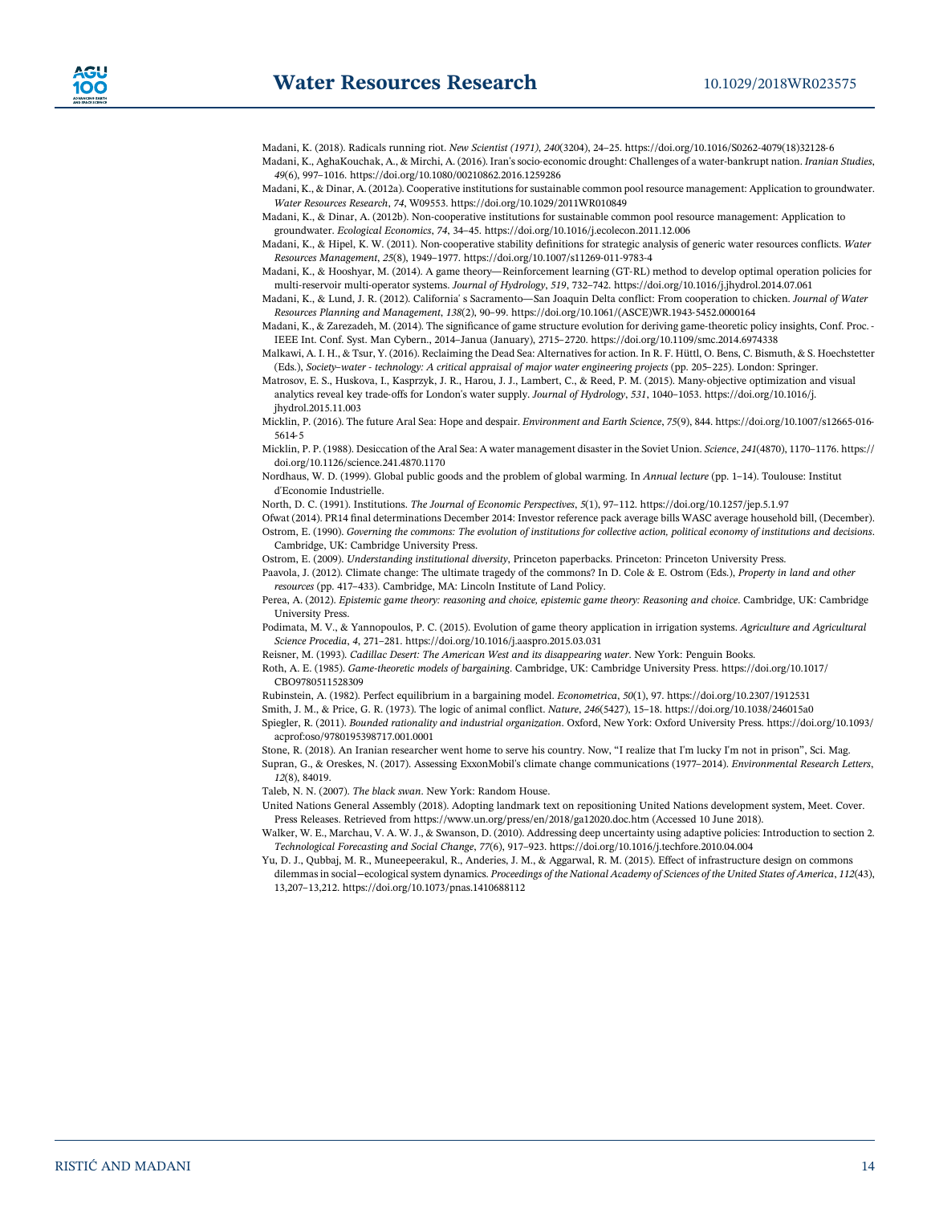Madani, K. (2018). Radicals running riot. *New Scientist (1971)*, *240*(3204), 24–25. https://doi.org/10.1016/S0262-4079(18)32128-6

Madani, K., AghaKouchak, A., & Mirchi, A. (2016). Iran's socio-economic drought: Challenges of a water-bankrupt nation. *Iranian Studies*, *49*(6), 997–1016. https://doi.org/10.1080/00210862.2016.1259286

Madani, K., & Dinar, A. (2012a). Cooperative institutions for sustainable common pool resource management: Application to groundwater. *Water Resources Research*, *74*, W09553. https://doi.org/10.1029/2011WR010849

Madani, K., & Dinar, A. (2012b). Non-cooperative institutions for sustainable common pool resource management: Application to groundwater. *Ecological Economics*, *74*, 34–45. https://doi.org/10.1016/j.ecolecon.2011.12.006

Madani, K., & Hipel, K. W. (2011). Non-cooperative stability definitions for strategic analysis of generic water resources conflicts. *Water Resources Management*, *25*(8), 1949–1977. https://doi.org/10.1007/s11269-011-9783-4

Madani, K., & Hooshyar, M. (2014). A game theory—Reinforcement learning (GT-RL) method to develop optimal operation policies for multi-reservoir multi-operator systems. *Journal of Hydrology*, *519*, 732–742. https://doi.org/10.1016/j.jhydrol.2014.07.061

Madani, K., & Lund, J. R. (2012). California' s Sacramento—San Joaquin Delta conflict: From cooperation to chicken. *Journal of Water Resources Planning and Management*, *138*(2), 90–99. https://doi.org/10.1061/(ASCE)WR.1943-5452.0000164

Madani, K., & Zarezadeh, M. (2014). The significance of game structure evolution for deriving game-theoretic policy insights, Conf. Proc. - IEEE Int. Conf. Syst. Man Cybern., 2014–Janua (January), 2715–2720. https://doi.org/10.1109/smc.2014.6974338

Malkawi, A. I. H., & Tsur, Y. (2016). Reclaiming the Dead Sea: Alternatives for action. In R. F. Hüttl, O. Bens, C. Bismuth, & S. Hoechstetter (Eds.), *Society–water - technology: A critical appraisal of major water engineering projects* (pp. 205–225). London: Springer.

Matrosov, E. S., Huskova, I., Kasprzyk, J. R., Harou, J. J., Lambert, C., & Reed, P. M. (2015). Many-objective optimization and visual analytics reveal key trade-offs for London's water supply. *Journal of Hydrology*, *531*, 1040–1053. https://doi.org/10.1016/j.jhydrol.2015.11.003

Micklin, P. (2016). The future Aral Sea: Hope and despair. *Environment and Earth Science*, *75*(9), 844. https://doi.org/10.1007/s12665-016-5614-5

Micklin, P. P. (1988). Desiccation of the Aral Sea: A water management disaster in the Soviet Union. *Science*, *241*(4870), 1170–1176. https://doi.org/10.1126/science.241.4870.1170

Nordhaus, W. D. (1999). Global public goods and the problem of global warming. In *Annual lecture* (pp. 1–14). Toulouse: Institut d'Economie Industrielle.

North, D. C. (1991). Institutions. *The Journal of Economic Perspectives*, *5*(1), 97–112. https://doi.org/10.1257/jep.5.1.97

Ofwat (2014). PR14 final determinations December 2014: Investor reference pack average bills WASC average household bill, (December).

Ostrom, E. (1990). *Governing the commons: The evolution of institutions for collective action, political economy of institutions and decisions*. Cambridge, UK: Cambridge University Press.

Ostrom, E. (2009). *Understanding institutional diversity*, Princeton paperbacks. Princeton: Princeton University Press.

Paavola, J. (2012). Climate change: The ultimate tragedy of the commons? In D. Cole & E. Ostrom (Eds.), *Property in land and other resources* (pp. 417–433). Cambridge, MA: Lincoln Institute of Land Policy.

Perea, A. (2012). *Epistemic game theory: reasoning and choice, epistemic game theory: Reasoning and choice*. Cambridge, UK: Cambridge University Press.

Podimata, M. V., & Yannopoulos, P. C. (2015). Evolution of game theory application in irrigation systems. *Agriculture and Agricultural Science Procedia*, *4*, 271–281. https://doi.org/10.1016/j.aaspro.2015.03.031

Reisner, M. (1993). *Cadillac Desert: The American West and its disappearing water*. New York: Penguin Books.

Roth, A. E. (1985). *Game-theoretic models of bargaining*. Cambridge, UK: Cambridge University Press. https://doi.org/10.1017/CBO9780511528309

Rubinstein, A. (1982). Perfect equilibrium in a bargaining model. *Econometrica*, *50*(1), 97. https://doi.org/10.2307/1912531

Smith, J. M., & Price, G. R. (1973). The logic of animal conflict. *Nature*, *246*(5427), 15–18. https://doi.org/10.1038/246015a0

Spiegler, R. (2011). *Bounded rationality and industrial organization*. Oxford, New York: Oxford University Press. https://doi.org/10.1093/acprof:oso/9780195398717.001.0001

Stone, R. (2018). An Iranian researcher went home to serve his country. Now, "I realize that I'm lucky I'm not in prison", Sci. Mag.

Supran, G., & Oreskes, N. (2017). Assessing ExxonMobil's climate change communications (1977–2014). *Environmental Research Letters*, *12*(8), 84019.

Taleb, N. N. (2007). *The black swan*. New York: Random House.

United Nations General Assembly (2018). Adopting landmark text on repositioning United Nations development system, Meet. Cover. Press Releases. Retrieved from https://www.un.org/press/en/2018/ga12020.doc.htm (Accessed 10 June 2018).

Walker, W. E., Marchau, V. A. W. J., & Swanson, D. (2010). Addressing deep uncertainty using adaptive policies: Introduction to section 2. *Technological Forecasting and Social Change*, *77*(6), 917–923. https://doi.org/10.1016/j.techfore.2010.04.004

Yu, D. J., Qubbaj, M. R., Muneepeerakul, R., Anderies, J. M., & Aggarwal, R. M. (2015). Effect of infrastructure design on commons dilemmas in social−ecological system dynamics. *Proceedings of the National Academy of Sciences of the United States of America*, *112*(43), 13,207–13,212. https://doi.org/10.1073/pnas.1410688112